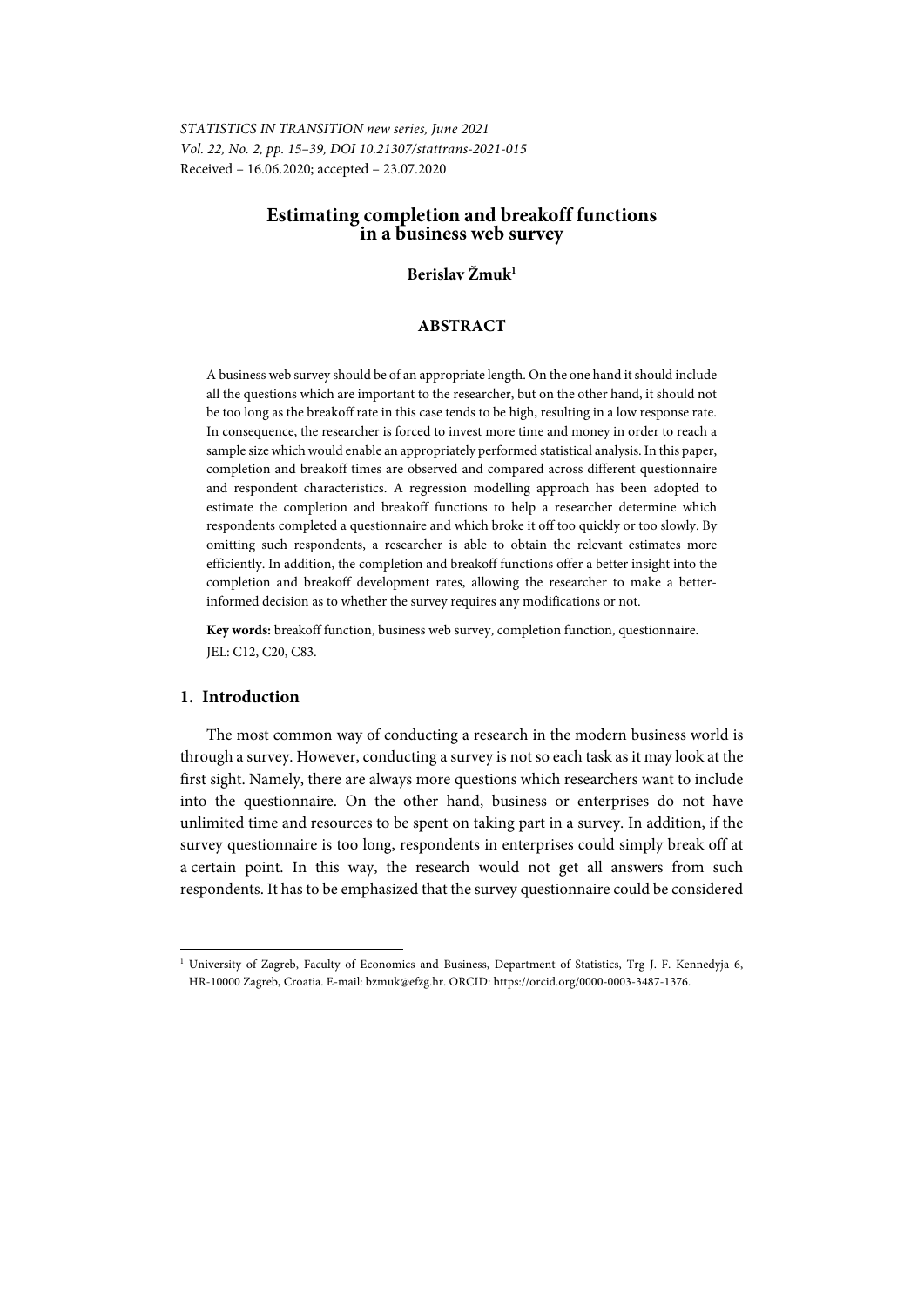STATISTICS IN TRANSITION new series, June 2021
Vol. 22, No. 2, pp. 15–39, DOI 10.21307/stattrans-2021-015
Received – 16.06.2020; accepted – 23.07.2020

# Estimating completion and breakoff functions in a business web survey

**Berislav Žmuk**[1]

## ABSTRACT

A business web survey should be of an appropriate length. On the one hand it should include all the questions which are important to the researcher, but on the other hand, it should not be too long as the breakoff rate in this case tends to be high, resulting in a low response rate. In consequence, the researcher is forced to invest more time and money in order to reach a sample size which would enable an appropriately performed statistical analysis. In this paper, completion and breakoff times are observed and compared across different questionnaire and respondent characteristics. A regression modelling approach has been adopted to estimate the completion and breakoff functions to help a researcher determine which respondents completed a questionnaire and which broke it off too quickly or too slowly. By omitting such respondents, a researcher is able to obtain the relevant estimates more efficiently. In addition, the completion and breakoff functions offer a better insight into the completion and breakoff development rates, allowing the researcher to make a better-informed decision as to whether the survey requires any modifications or not.

**Key words:** breakoff function, business web survey, completion function, questionnaire.

JEL: C12, C20, C83.

## 1. Introduction

The most common way of conducting a research in the modern business world is through a survey. However, conducting a survey is not so each task as it may look at the first sight. Namely, there are always more questions which researchers want to include into the questionnaire. On the other hand, business or enterprises do not have unlimited time and resources to be spent on taking part in a survey. In addition, if the survey questionnaire is too long, respondents in enterprises could simply break off at a certain point. In this way, the research would not get all answers from such respondents. It has to be emphasized that the survey questionnaire could be considered

---

[1] University of Zagreb, Faculty of Economics and Business, Department of Statistics, Trg J. F. Kennedyja 6, HR-10000 Zagreb, Croatia. E-mail: bzmuk@efzg.hr. ORCID: https://orcid.org/0000-0003-3487-1376.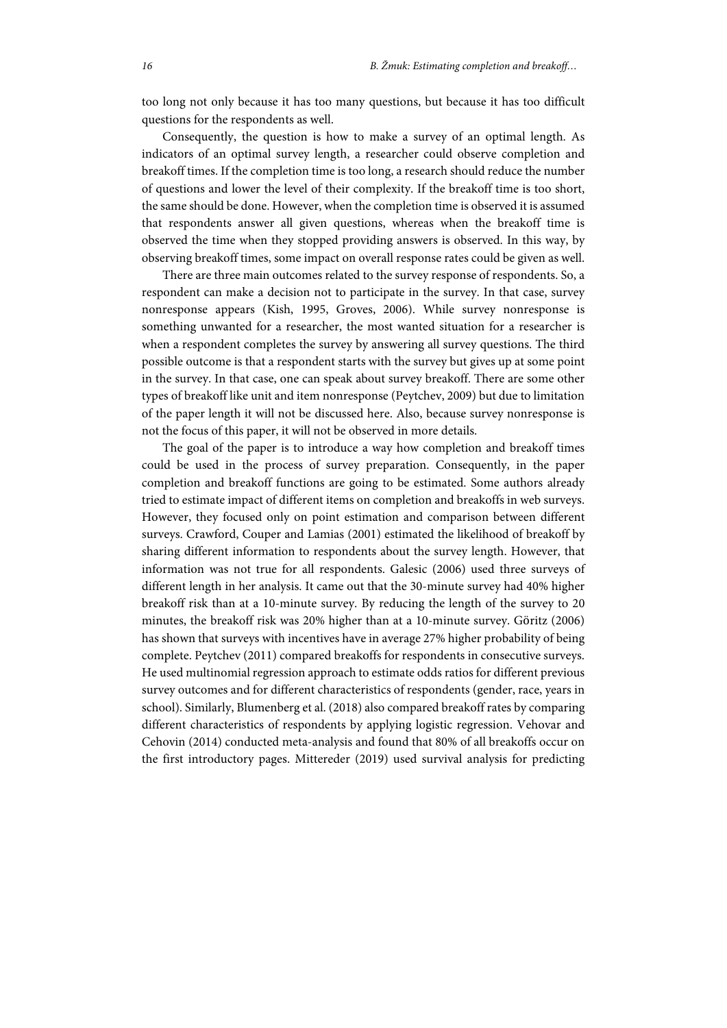too long not only because it has too many questions, but because it has too difficult questions for the respondents as well.

Consequently, the question is how to make a survey of an optimal length. As indicators of an optimal survey length, a researcher could observe completion and breakoff times. If the completion time is too long, a research should reduce the number of questions and lower the level of their complexity. If the breakoff time is too short, the same should be done. However, when the completion time is observed it is assumed that respondents answer all given questions, whereas when the breakoff time is observed the time when they stopped providing answers is observed. In this way, by observing breakoff times, some impact on overall response rates could be given as well.

There are three main outcomes related to the survey response of respondents. So, a respondent can make a decision not to participate in the survey. In that case, survey nonresponse appears (Kish, 1995, Groves, 2006). While survey nonresponse is something unwanted for a researcher, the most wanted situation for a researcher is when a respondent completes the survey by answering all survey questions. The third possible outcome is that a respondent starts with the survey but gives up at some point in the survey. In that case, one can speak about survey breakoff. There are some other types of breakoff like unit and item nonresponse (Peytchev, 2009) but due to limitation of the paper length it will not be discussed here. Also, because survey nonresponse is not the focus of this paper, it will not be observed in more details.

The goal of the paper is to introduce a way how completion and breakoff times could be used in the process of survey preparation. Consequently, in the paper completion and breakoff functions are going to be estimated. Some authors already tried to estimate impact of different items on completion and breakoffs in web surveys. However, they focused only on point estimation and comparison between different surveys. Crawford, Couper and Lamias (2001) estimated the likelihood of breakoff by sharing different information to respondents about the survey length. However, that information was not true for all respondents. Galesic (2006) used three surveys of different length in her analysis. It came out that the 30-minute survey had 40% higher breakoff risk than at a 10-minute survey. By reducing the length of the survey to 20 minutes, the breakoff risk was 20% higher than at a 10-minute survey. Göritz (2006) has shown that surveys with incentives have in average 27% higher probability of being complete. Peytchev (2011) compared breakoffs for respondents in consecutive surveys. He used multinomial regression approach to estimate odds ratios for different previous survey outcomes and for different characteristics of respondents (gender, race, years in school). Similarly, Blumenberg et al. (2018) also compared breakoff rates by comparing different characteristics of respondents by applying logistic regression. Vehovar and Cehovin (2014) conducted meta-analysis and found that 80% of all breakoffs occur on the first introductory pages. Mittereder (2019) used survival analysis for predicting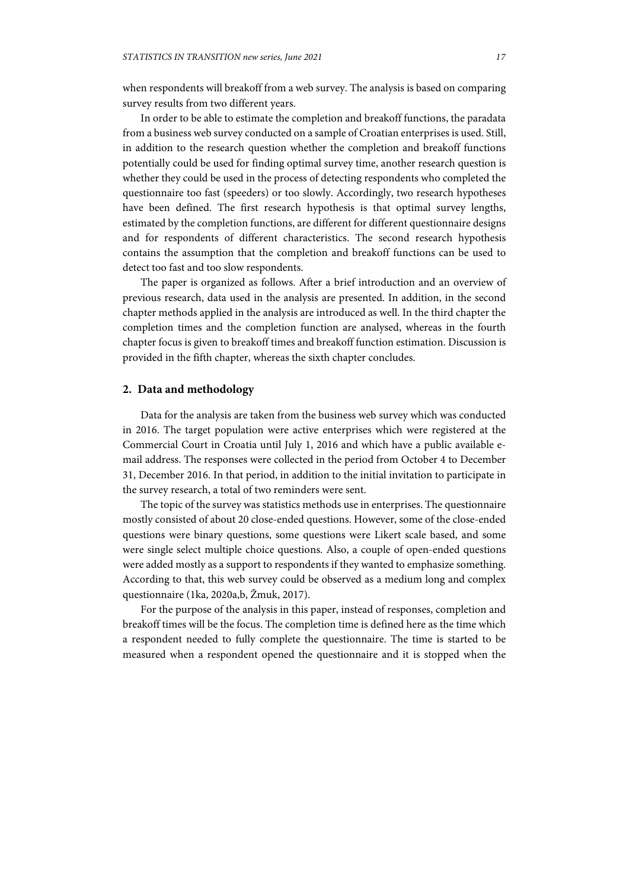when respondents will breakoff from a web survey. The analysis is based on comparing survey results from two different years.

In order to be able to estimate the completion and breakoff functions, the paradata from a business web survey conducted on a sample of Croatian enterprises is used. Still, in addition to the research question whether the completion and breakoff functions potentially could be used for finding optimal survey time, another research question is whether they could be used in the process of detecting respondents who completed the questionnaire too fast (speeders) or too slowly. Accordingly, two research hypotheses have been defined. The first research hypothesis is that optimal survey lengths, estimated by the completion functions, are different for different questionnaire designs and for respondents of different characteristics. The second research hypothesis contains the assumption that the completion and breakoff functions can be used to detect too fast and too slow respondents.

The paper is organized as follows. After a brief introduction and an overview of previous research, data used in the analysis are presented. In addition, in the second chapter methods applied in the analysis are introduced as well. In the third chapter the completion times and the completion function are analysed, whereas in the fourth chapter focus is given to breakoff times and breakoff function estimation. Discussion is provided in the fifth chapter, whereas the sixth chapter concludes.

## 2. Data and methodology

Data for the analysis are taken from the business web survey which was conducted in 2016. The target population were active enterprises which were registered at the Commercial Court in Croatia until July 1, 2016 and which have a public available e-mail address. The responses were collected in the period from October 4 to December 31, December 2016. In that period, in addition to the initial invitation to participate in the survey research, a total of two reminders were sent.

The topic of the survey was statistics methods use in enterprises. The questionnaire mostly consisted of about 20 close-ended questions. However, some of the close-ended questions were binary questions, some questions were Likert scale based, and some were single select multiple choice questions. Also, a couple of open-ended questions were added mostly as a support to respondents if they wanted to emphasize something. According to that, this web survey could be observed as a medium long and complex questionnaire (1ka, 2020a,b, Žmuk, 2017).

For the purpose of the analysis in this paper, instead of responses, completion and breakoff times will be the focus. The completion time is defined here as the time which a respondent needed to fully complete the questionnaire. The time is started to be measured when a respondent opened the questionnaire and it is stopped when the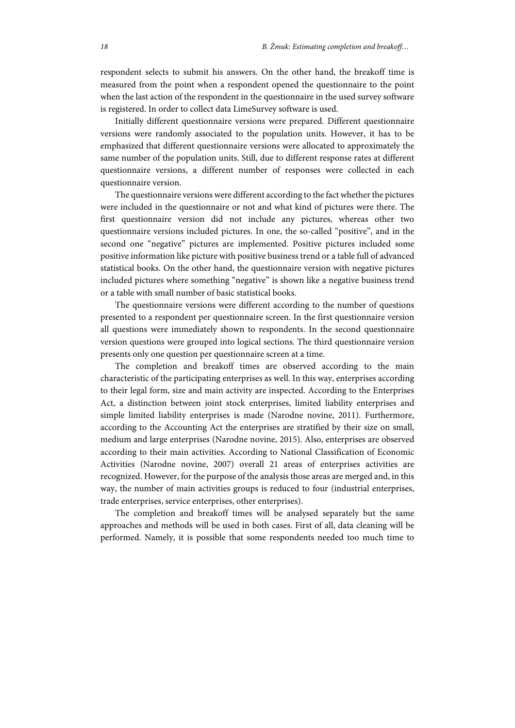respondent selects to submit his answers. On the other hand, the breakoff time is measured from the point when a respondent opened the questionnaire to the point when the last action of the respondent in the questionnaire in the used survey software is registered. In order to collect data LimeSurvey software is used.

Initially different questionnaire versions were prepared. Different questionnaire versions were randomly associated to the population units. However, it has to be emphasized that different questionnaire versions were allocated to approximately the same number of the population units. Still, due to different response rates at different questionnaire versions, a different number of responses were collected in each questionnaire version.

The questionnaire versions were different according to the fact whether the pictures were included in the questionnaire or not and what kind of pictures were there. The first questionnaire version did not include any pictures, whereas other two questionnaire versions included pictures. In one, the so-called "positive", and in the second one "negative" pictures are implemented. Positive pictures included some positive information like picture with positive business trend or a table full of advanced statistical books. On the other hand, the questionnaire version with negative pictures included pictures where something "negative" is shown like a negative business trend or a table with small number of basic statistical books.

The questionnaire versions were different according to the number of questions presented to a respondent per questionnaire screen. In the first questionnaire version all questions were immediately shown to respondents. In the second questionnaire version questions were grouped into logical sections. The third questionnaire version presents only one question per questionnaire screen at a time.

The completion and breakoff times are observed according to the main characteristic of the participating enterprises as well. In this way, enterprises according to their legal form, size and main activity are inspected. According to the Enterprises Act, a distinction between joint stock enterprises, limited liability enterprises and simple limited liability enterprises is made (Narodne novine, 2011). Furthermore, according to the Accounting Act the enterprises are stratified by their size on small, medium and large enterprises (Narodne novine, 2015). Also, enterprises are observed according to their main activities. According to National Classification of Economic Activities (Narodne novine, 2007) overall 21 areas of enterprises activities are recognized. However, for the purpose of the analysis those areas are merged and, in this way, the number of main activities groups is reduced to four (industrial enterprises, trade enterprises, service enterprises, other enterprises).

The completion and breakoff times will be analysed separately but the same approaches and methods will be used in both cases. First of all, data cleaning will be performed. Namely, it is possible that some respondents needed too much time to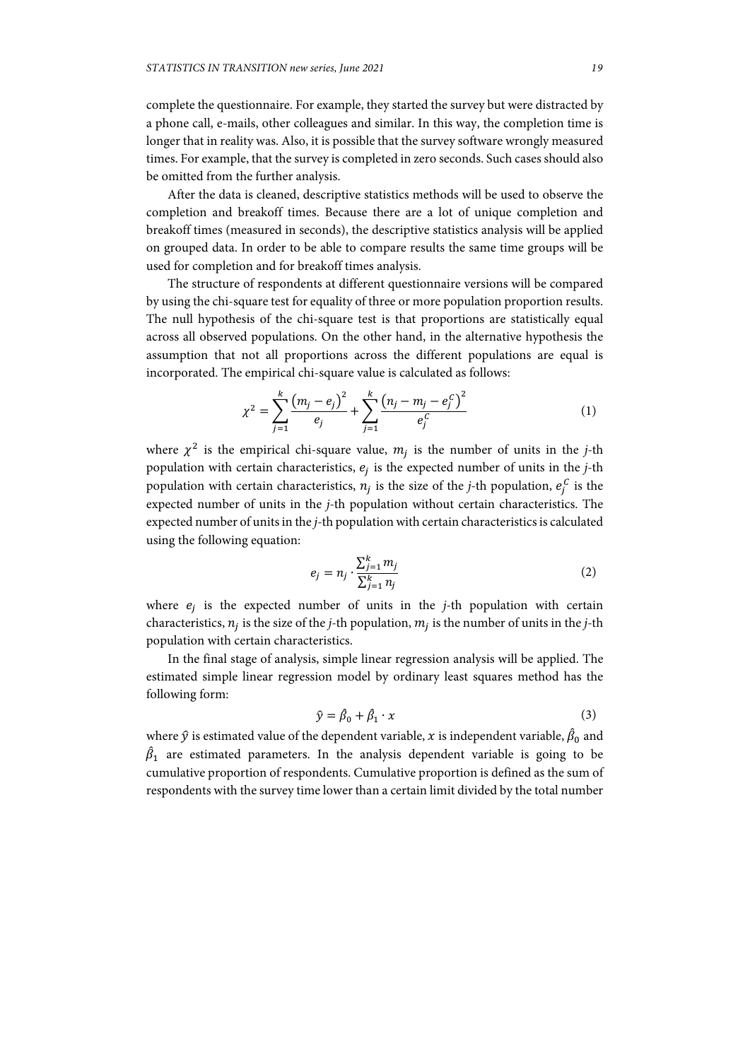complete the questionnaire. For example, they started the survey but were distracted by a phone call, e-mails, other colleagues and similar. In this way, the completion time is longer that in reality was. Also, it is possible that the survey software wrongly measured times. For example, that the survey is completed in zero seconds. Such cases should also be omitted from the further analysis.

After the data is cleaned, descriptive statistics methods will be used to observe the completion and breakoff times. Because there are a lot of unique completion and breakoff times (measured in seconds), the descriptive statistics analysis will be applied on grouped data. In order to be able to compare results the same time groups will be used for completion and for breakoff times analysis.

The structure of respondents at different questionnaire versions will be compared by using the chi-square test for equality of three or more population proportion results. The null hypothesis of the chi-square test is that proportions are statistically equal across all observed populations. On the other hand, in the alternative hypothesis the assumption that not all proportions across the different populations are equal is incorporated. The empirical chi-square value is calculated as follows:

$$\chi^2 = \sum_{j=1}^{k} \frac{\left(m_j - e_j\right)^2}{e_j} + \sum_{j=1}^{k} \frac{\left(n_j - m_j - e_j^C\right)^2}{e_j^C} \tag{1}$$

where $\chi^2$ is the empirical chi-square value, $m_j$ is the number of units in the *j*-th population with certain characteristics, $e_j$ is the expected number of units in the *j*-th population with certain characteristics, $n_j$ is the size of the *j*-th population, $e_j^C$ is the expected number of units in the *j*-th population without certain characteristics. The expected number of units in the *j*-th population with certain characteristics is calculated using the following equation:

$$e_j = n_j \cdot \frac{\sum_{j=1}^{k} m_j}{\sum_{j=1}^{k} n_j} \tag{2}$$

where $e_j$ is the expected number of units in the *j*-th population with certain characteristics, $n_j$ is the size of the *j*-th population, $m_j$ is the number of units in the *j*-th population with certain characteristics.

In the final stage of analysis, simple linear regression analysis will be applied. The estimated simple linear regression model by ordinary least squares method has the following form:

$$\hat{y} = \hat{\beta}_0 + \hat{\beta}_1 \cdot x \tag{3}$$

where $\hat{y}$ is estimated value of the dependent variable, $x$ is independent variable, $\hat{\beta}_0$ and $\hat{\beta}_1$ are estimated parameters. In the analysis dependent variable is going to be cumulative proportion of respondents. Cumulative proportion is defined as the sum of respondents with the survey time lower than a certain limit divided by the total number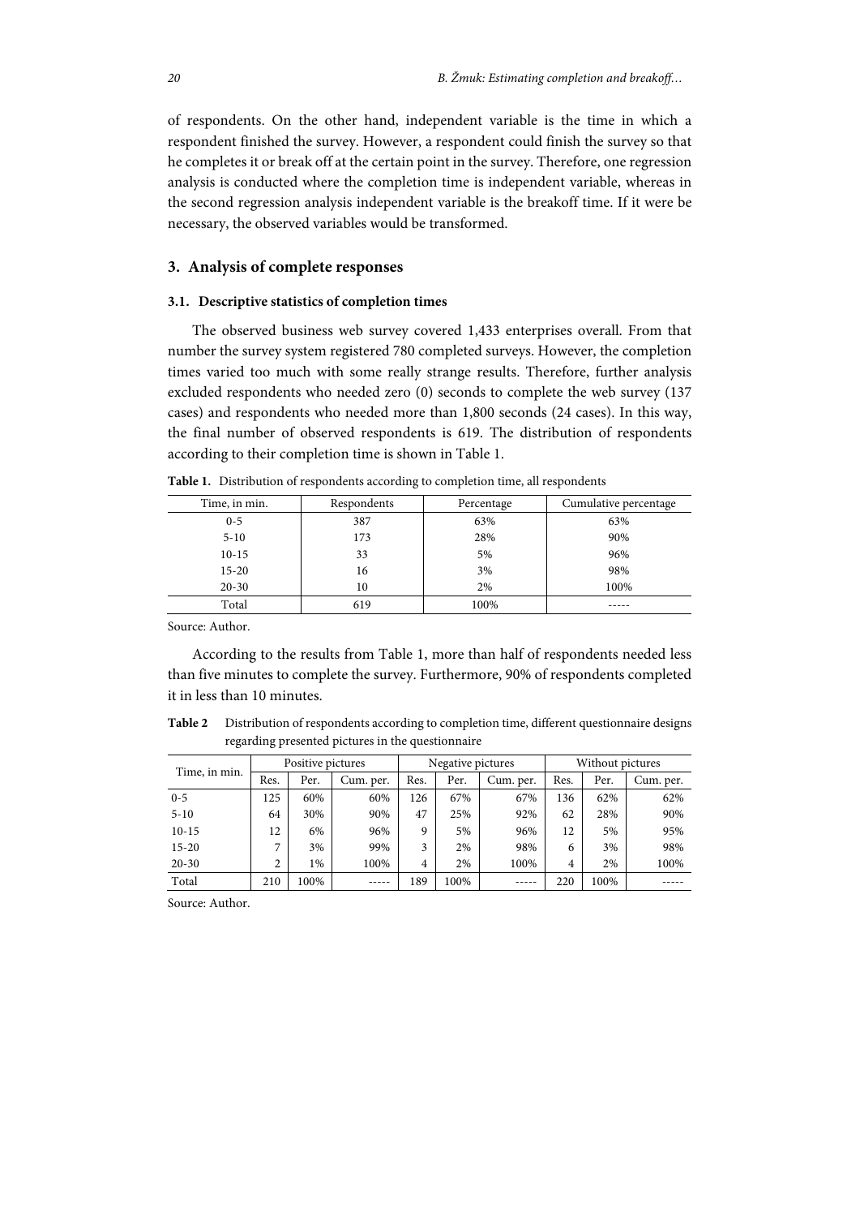of respondents. On the other hand, independent variable is the time in which a respondent finished the survey. However, a respondent could finish the survey so that he completes it or break off at the certain point in the survey. Therefore, one regression analysis is conducted where the completion time is independent variable, whereas in the second regression analysis independent variable is the breakoff time. If it were be necessary, the observed variables would be transformed.

## 3. Analysis of complete responses

### 3.1. Descriptive statistics of completion times

The observed business web survey covered 1,433 enterprises overall. From that number the survey system registered 780 completed surveys. However, the completion times varied too much with some really strange results. Therefore, further analysis excluded respondents who needed zero (0) seconds to complete the web survey (137 cases) and respondents who needed more than 1,800 seconds (24 cases). In this way, the final number of observed respondents is 619. The distribution of respondents according to their completion time is shown in Table 1.

**Table 1.** Distribution of respondents according to completion time, all respondents

| Time, in min. | Respondents | Percentage | Cumulative percentage |
|---|---|---|---|
| 0-5 | 387 | 63% | 63% |
| 5-10 | 173 | 28% | 90% |
| 10-15 | 33 | 5% | 96% |
| 15-20 | 16 | 3% | 98% |
| 20-30 | 10 | 2% | 100% |
| Total | 619 | 100% | ----- |

Source: Author.

According to the results from Table 1, more than half of respondents needed less than five minutes to complete the survey. Furthermore, 90% of respondents completed it in less than 10 minutes.

**Table 2** Distribution of respondents according to completion time, different questionnaire designs regarding presented pictures in the questionnaire

| Time, in min. | Positive pictures | | | Negative pictures | | | Without pictures | | |
|---|---|---|---|---|---|---|---|---|---|
| | Res. | Per. | Cum. per. | Res. | Per. | Cum. per. | Res. | Per. | Cum. per. |
| 0-5 | 125 | 60% | 60% | 126 | 67% | 67% | 136 | 62% | 62% |
| 5-10 | 64 | 30% | 90% | 47 | 25% | 92% | 62 | 28% | 90% |
| 10-15 | 12 | 6% | 96% | 9 | 5% | 96% | 12 | 5% | 95% |
| 15-20 | 7 | 3% | 99% | 3 | 2% | 98% | 6 | 3% | 98% |
| 20-30 | 2 | 1% | 100% | 4 | 2% | 100% | 4 | 2% | 100% |
| Total | 210 | 100% | ----- | 189 | 100% | ----- | 220 | 100% | ----- |

Source: Author.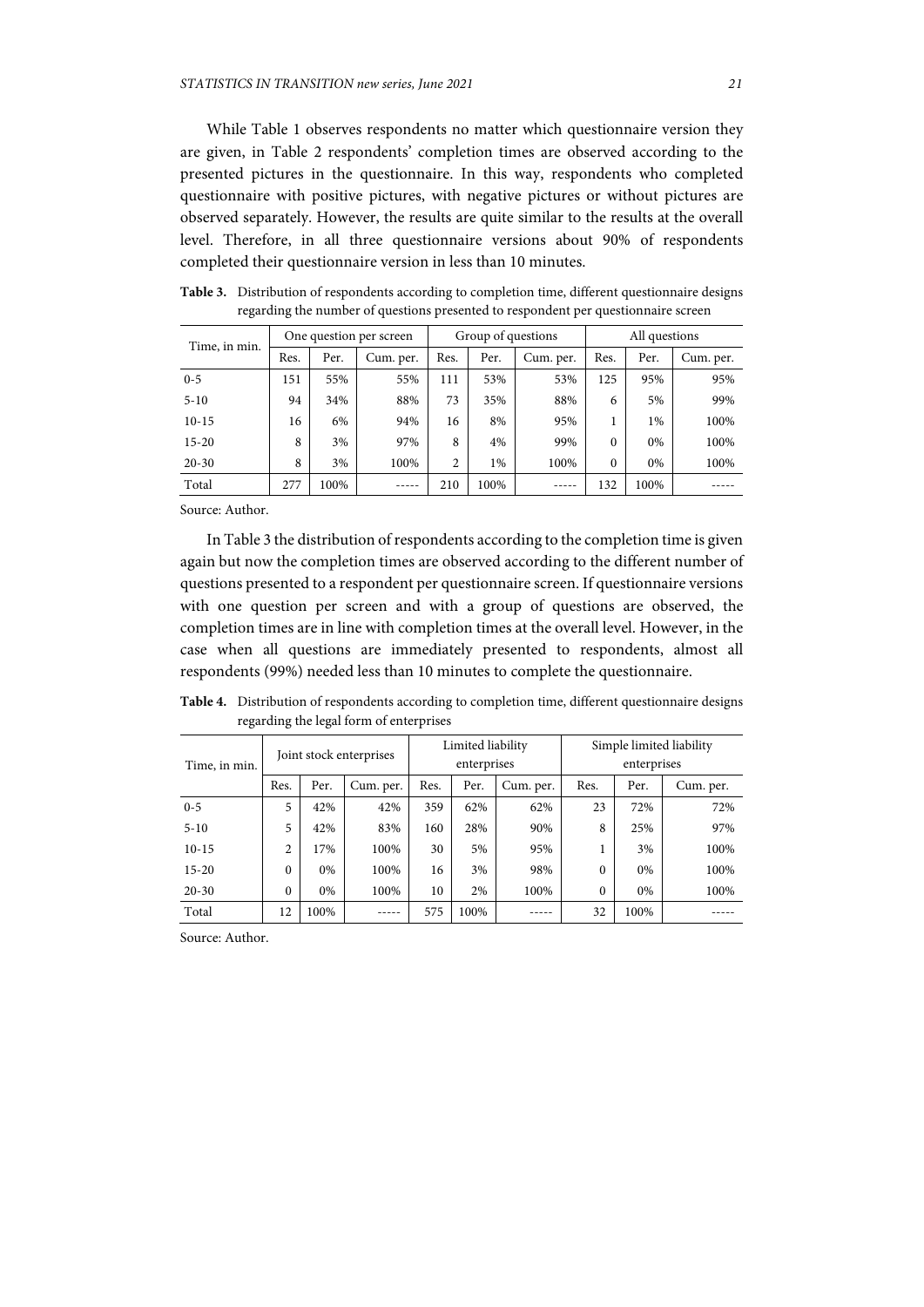While Table 1 observes respondents no matter which questionnaire version they are given, in Table 2 respondents' completion times are observed according to the presented pictures in the questionnaire. In this way, respondents who completed questionnaire with positive pictures, with negative pictures or without pictures are observed separately. However, the results are quite similar to the results at the overall level. Therefore, in all three questionnaire versions about 90% of respondents completed their questionnaire version in less than 10 minutes.

**Table 3.** Distribution of respondents according to completion time, different questionnaire designs regarding the number of questions presented to respondent per questionnaire screen

| Time, in min. | One question per screen | | | Group of questions | | | All questions | | |
|---|---|---|---|---|---|---|---|---|---|
| | Res. | Per. | Cum. per. | Res. | Per. | Cum. per. | Res. | Per. | Cum. per. |
| 0-5 | 151 | 55% | 55% | 111 | 53% | 53% | 125 | 95% | 95% |
| 5-10 | 94 | 34% | 88% | 73 | 35% | 88% | 6 | 5% | 99% |
| 10-15 | 16 | 6% | 94% | 16 | 8% | 95% | 1 | 1% | 100% |
| 15-20 | 8 | 3% | 97% | 8 | 4% | 99% | 0 | 0% | 100% |
| 20-30 | 8 | 3% | 100% | 2 | 1% | 100% | 0 | 0% | 100% |
| Total | 277 | 100% | ----- | 210 | 100% | ----- | 132 | 100% | ----- |

Source: Author.

In Table 3 the distribution of respondents according to the completion time is given again but now the completion times are observed according to the different number of questions presented to a respondent per questionnaire screen. If questionnaire versions with one question per screen and with a group of questions are observed, the completion times are in line with completion times at the overall level. However, in the case when all questions are immediately presented to respondents, almost all respondents (99%) needed less than 10 minutes to complete the questionnaire.

**Table 4.** Distribution of respondents according to completion time, different questionnaire designs regarding the legal form of enterprises

| Time, in min. | Joint stock enterprises | | | Limited liability enterprises | | | Simple limited liability enterprises | | |
|---|---|---|---|---|---|---|---|---|---|
| | Res. | Per. | Cum. per. | Res. | Per. | Cum. per. | Res. | Per. | Cum. per. |
| 0-5 | 5 | 42% | 42% | 359 | 62% | 62% | 23 | 72% | 72% |
| 5-10 | 5 | 42% | 83% | 160 | 28% | 90% | 8 | 25% | 97% |
| 10-15 | 2 | 17% | 100% | 30 | 5% | 95% | 1 | 3% | 100% |
| 15-20 | 0 | 0% | 100% | 16 | 3% | 98% | 0 | 0% | 100% |
| 20-30 | 0 | 0% | 100% | 10 | 2% | 100% | 0 | 0% | 100% |
| Total | 12 | 100% | ----- | 575 | 100% | ----- | 32 | 100% | ----- |

Source: Author.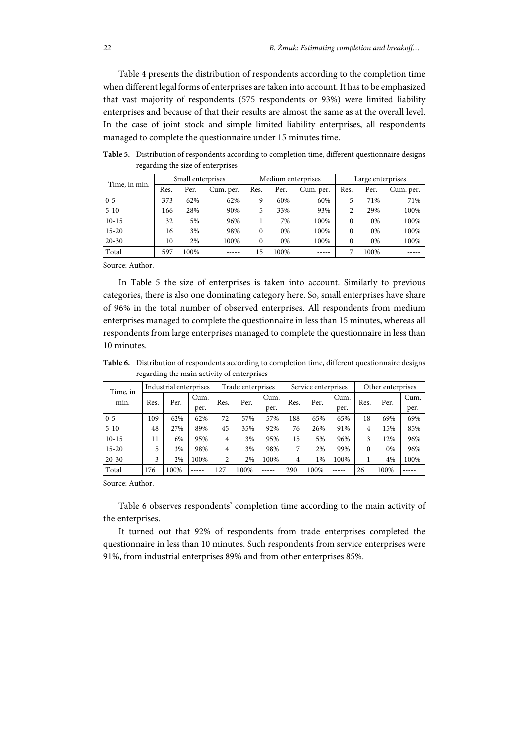Table 4 presents the distribution of respondents according to the completion time when different legal forms of enterprises are taken into account. It has to be emphasized that vast majority of respondents (575 respondents or 93%) were limited liability enterprises and because of that their results are almost the same as at the overall level. In the case of joint stock and simple limited liability enterprises, all respondents managed to complete the questionnaire under 15 minutes time.

**Table 5.** Distribution of respondents according to completion time, different questionnaire designs regarding the size of enterprises

| Time, in min. | Small enterprises | | | Medium enterprises | | | Large enterprises | | |
|---|---|---|---|---|---|---|---|---|---|
| | Res. | Per. | Cum. per. | Res. | Per. | Cum. per. | Res. | Per. | Cum. per. |
| 0-5 | 373 | 62% | 62% | 9 | 60% | 60% | 5 | 71% | 71% |
| 5-10 | 166 | 28% | 90% | 5 | 33% | 93% | 2 | 29% | 100% |
| 10-15 | 32 | 5% | 96% | 1 | 7% | 100% | 0 | 0% | 100% |
| 15-20 | 16 | 3% | 98% | 0 | 0% | 100% | 0 | 0% | 100% |
| 20-30 | 10 | 2% | 100% | 0 | 0% | 100% | 0 | 0% | 100% |
| Total | 597 | 100% | ----- | 15 | 100% | ----- | 7 | 100% | ----- |

Source: Author.

In Table 5 the size of enterprises is taken into account. Similarly to previous categories, there is also one dominating category here. So, small enterprises have share of 96% in the total number of observed enterprises. All respondents from medium enterprises managed to complete the questionnaire in less than 15 minutes, whereas all respondents from large enterprises managed to complete the questionnaire in less than 10 minutes.

**Table 6.** Distribution of respondents according to completion time, different questionnaire designs regarding the main activity of enterprises

| Time, in min. | Industrial enterprises | | | Trade enterprises | | | Service enterprises | | | Other enterprises | | |
|---|---|---|---|---|---|---|---|---|---|---|---|---|
| | Res. | Per. | Cum. per. | Res. | Per. | Cum. per. | Res. | Per. | Cum. per. | Res. | Per. | Cum. per. |
| 0-5 | 109 | 62% | 62% | 72 | 57% | 57% | 188 | 65% | 65% | 18 | 69% | 69% |
| 5-10 | 48 | 27% | 89% | 45 | 35% | 92% | 76 | 26% | 91% | 4 | 15% | 85% |
| 10-15 | 11 | 6% | 95% | 4 | 3% | 95% | 15 | 5% | 96% | 3 | 12% | 96% |
| 15-20 | 5 | 3% | 98% | 4 | 3% | 98% | 7 | 2% | 99% | 0 | 0% | 96% |
| 20-30 | 3 | 2% | 100% | 2 | 2% | 100% | 4 | 1% | 100% | 1 | 4% | 100% |
| Total | 176 | 100% | ----- | 127 | 100% | ----- | 290 | 100% | ----- | 26 | 100% | ----- |

Source: Author.

Table 6 observes respondents' completion time according to the main activity of the enterprises.

It turned out that 92% of respondents from trade enterprises completed the questionnaire in less than 10 minutes. Such respondents from service enterprises were 91%, from industrial enterprises 89% and from other enterprises 85%.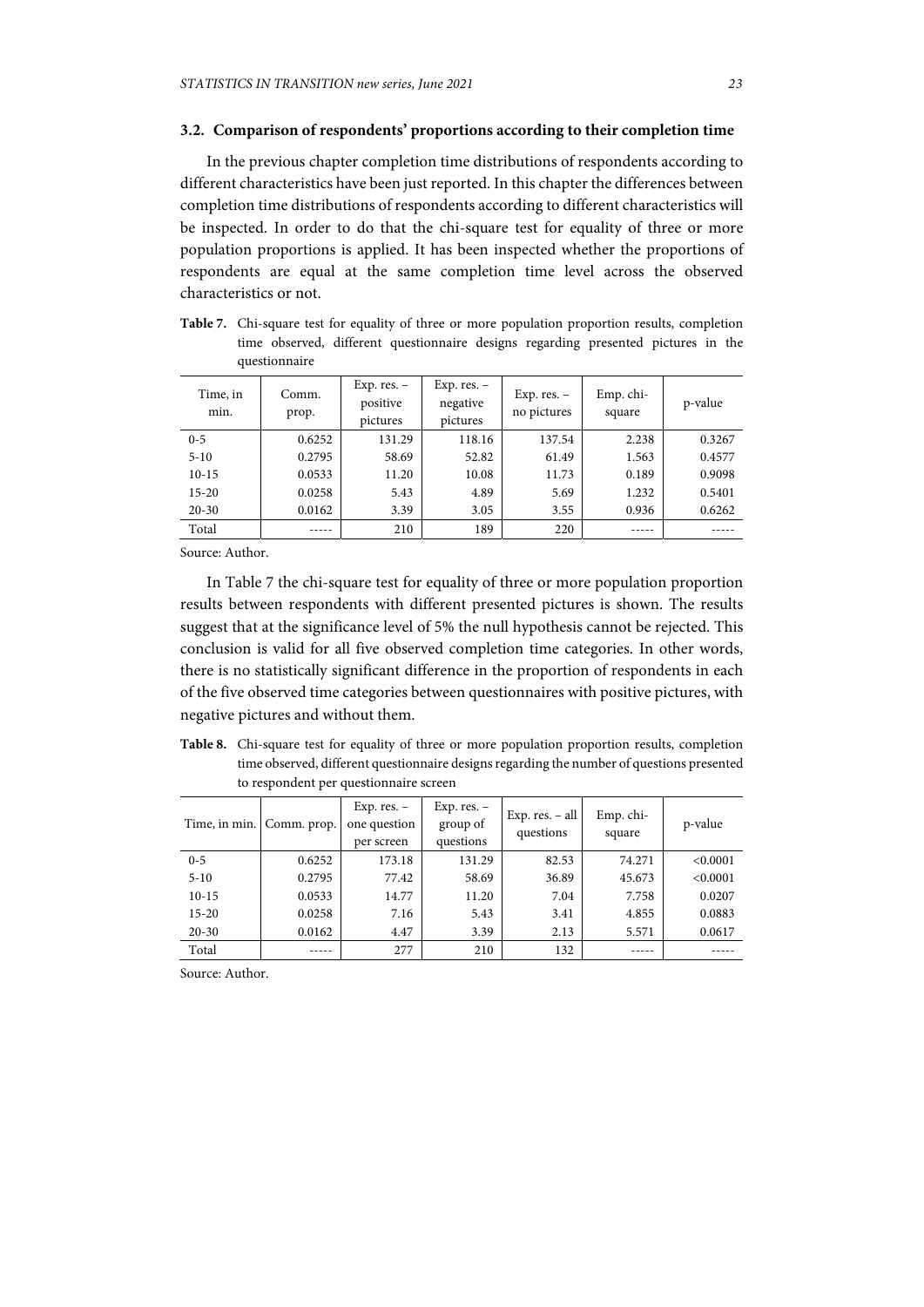### 3.2. Comparison of respondents' proportions according to their completion time

In the previous chapter completion time distributions of respondents according to different characteristics have been just reported. In this chapter the differences between completion time distributions of respondents according to different characteristics will be inspected. In order to do that the chi-square test for equality of three or more population proportions is applied. It has been inspected whether the proportions of respondents are equal at the same completion time level across the observed characteristics or not.

**Table 7.** Chi-square test for equality of three or more population proportion results, completion time observed, different questionnaire designs regarding presented pictures in the questionnaire

| Time, in min. | Comm. prop. | Exp. res. – positive pictures | Exp. res. – negative pictures | Exp. res. – no pictures | Emp. chi-square | p-value |
|---|---|---|---|---|---|---|
| 0-5 | 0.6252 | 131.29 | 118.16 | 137.54 | 2.238 | 0.3267 |
| 5-10 | 0.2795 | 58.69 | 52.82 | 61.49 | 1.563 | 0.4577 |
| 10-15 | 0.0533 | 11.20 | 10.08 | 11.73 | 0.189 | 0.9098 |
| 15-20 | 0.0258 | 5.43 | 4.89 | 5.69 | 1.232 | 0.5401 |
| 20-30 | 0.0162 | 3.39 | 3.05 | 3.55 | 0.936 | 0.6262 |
| Total | ----- | 210 | 189 | 220 | ----- | ----- |

Source: Author.

In Table 7 the chi-square test for equality of three or more population proportion results between respondents with different presented pictures is shown. The results suggest that at the significance level of 5% the null hypothesis cannot be rejected. This conclusion is valid for all five observed completion time categories. In other words, there is no statistically significant difference in the proportion of respondents in each of the five observed time categories between questionnaires with positive pictures, with negative pictures and without them.

**Table 8.** Chi-square test for equality of three or more population proportion results, completion time observed, different questionnaire designs regarding the number of questions presented to respondent per questionnaire screen

| Time, in min. | Comm. prop. | Exp. res. – one question per screen | Exp. res. – group of questions | Exp. res. – all questions | Emp. chi-square | p-value |
|---|---|---|---|---|---|---|
| 0-5 | 0.6252 | 173.18 | 131.29 | 82.53 | 74.271 | <0.0001 |
| 5-10 | 0.2795 | 77.42 | 58.69 | 36.89 | 45.673 | <0.0001 |
| 10-15 | 0.0533 | 14.77 | 11.20 | 7.04 | 7.758 | 0.0207 |
| 15-20 | 0.0258 | 7.16 | 5.43 | 3.41 | 4.855 | 0.0883 |
| 20-30 | 0.0162 | 4.47 | 3.39 | 2.13 | 5.571 | 0.0617 |
| Total | ----- | 277 | 210 | 132 | ----- | ----- |

Source: Author.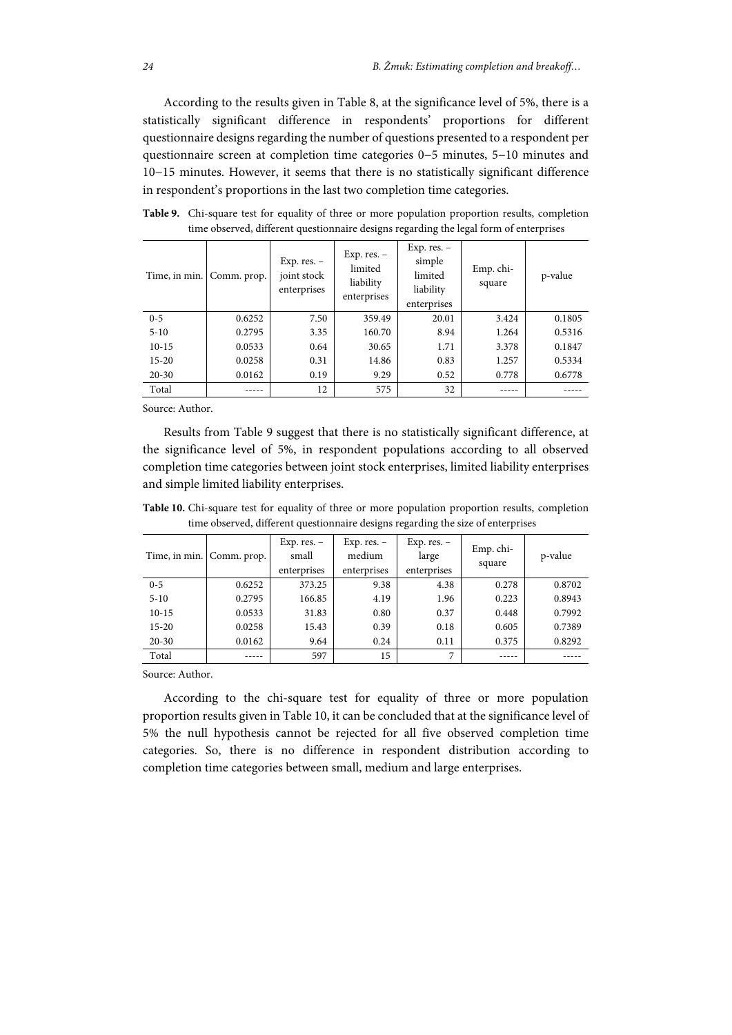According to the results given in Table 8, at the significance level of 5%, there is a statistically significant difference in respondents' proportions for different questionnaire designs regarding the number of questions presented to a respondent per questionnaire screen at completion time categories 0–5 minutes, 5–10 minutes and 10–15 minutes. However, it seems that there is no statistically significant difference in respondent's proportions in the last two completion time categories.

**Table 9.** Chi-square test for equality of three or more population proportion results, completion time observed, different questionnaire designs regarding the legal form of enterprises

| Time, in min. | Comm. prop. | Exp. res. – joint stock enterprises | Exp. res. – limited liability enterprises | Exp. res. – simple limited liability enterprises | Emp. chi-square | p-value |
|---|---|---|---|---|---|---|
| 0-5 | 0.6252 | 7.50 | 359.49 | 20.01 | 3.424 | 0.1805 |
| 5-10 | 0.2795 | 3.35 | 160.70 | 8.94 | 1.264 | 0.5316 |
| 10-15 | 0.0533 | 0.64 | 30.65 | 1.71 | 3.378 | 0.1847 |
| 15-20 | 0.0258 | 0.31 | 14.86 | 0.83 | 1.257 | 0.5334 |
| 20-30 | 0.0162 | 0.19 | 9.29 | 0.52 | 0.778 | 0.6778 |
| Total | ----- | 12 | 575 | 32 | ----- | ----- |

Source: Author.

Results from Table 9 suggest that there is no statistically significant difference, at the significance level of 5%, in respondent populations according to all observed completion time categories between joint stock enterprises, limited liability enterprises and simple limited liability enterprises.

**Table 10.** Chi-square test for equality of three or more population proportion results, completion time observed, different questionnaire designs regarding the size of enterprises

| Time, in min. | Comm. prop. | Exp. res. – small enterprises | Exp. res. – medium enterprises | Exp. res. – large enterprises | Emp. chi-square | p-value |
|---|---|---|---|---|---|---|
| 0-5 | 0.6252 | 373.25 | 9.38 | 4.38 | 0.278 | 0.8702 |
| 5-10 | 0.2795 | 166.85 | 4.19 | 1.96 | 0.223 | 0.8943 |
| 10-15 | 0.0533 | 31.83 | 0.80 | 0.37 | 0.448 | 0.7992 |
| 15-20 | 0.0258 | 15.43 | 0.39 | 0.18 | 0.605 | 0.7389 |
| 20-30 | 0.0162 | 9.64 | 0.24 | 0.11 | 0.375 | 0.8292 |
| Total | ----- | 597 | 15 | 7 | ----- | ----- |

Source: Author.

According to the chi-square test for equality of three or more population proportion results given in Table 10, it can be concluded that at the significance level of 5% the null hypothesis cannot be rejected for all five observed completion time categories. So, there is no difference in respondent distribution according to completion time categories between small, medium and large enterprises.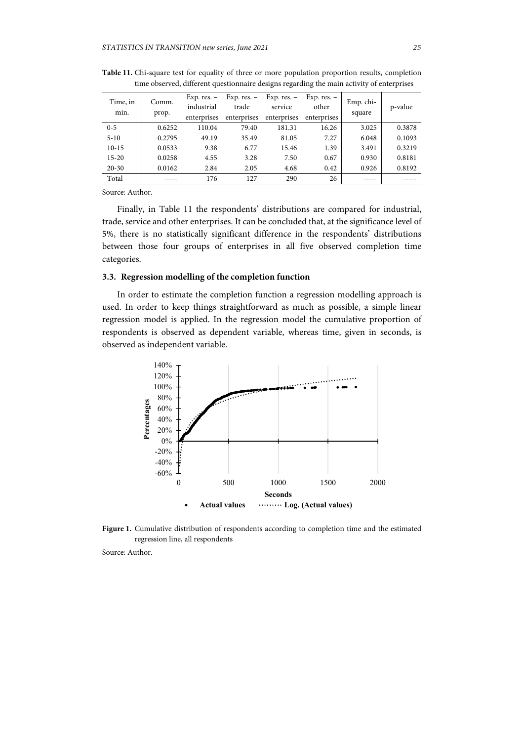**Table 11.** Chi-square test for equality of three or more population proportion results, completion time observed, different questionnaire designs regarding the main activity of enterprises

| Time, in min. | Comm. prop. | Exp. res. – industrial enterprises | Exp. res. – trade enterprises | Exp. res. – service enterprises | Exp. res. – other enterprises | Emp. chi-square | p-value |
|---|---|---|---|---|---|---|---|
| 0-5 | 0.6252 | 110.04 | 79.40 | 181.31 | 16.26 | 3.025 | 0.3878 |
| 5-10 | 0.2795 | 49.19 | 35.49 | 81.05 | 7.27 | 6.048 | 0.1093 |
| 10-15 | 0.0533 | 9.38 | 6.77 | 15.46 | 1.39 | 3.491 | 0.3219 |
| 15-20 | 0.0258 | 4.55 | 3.28 | 7.50 | 0.67 | 0.930 | 0.8181 |
| 20-30 | 0.0162 | 2.84 | 2.05 | 4.68 | 0.42 | 0.926 | 0.8192 |
| Total | ----- | 176 | 127 | 290 | 26 | ----- | ----- |

Source: Author.

Finally, in Table 11 the respondents' distributions are compared for industrial, trade, service and other enterprises. It can be concluded that, at the significance level of 5%, there is no statistically significant difference in the respondents' distributions between those four groups of enterprises in all five observed completion time categories.

### 3.3. Regression modelling of the completion function

In order to estimate the completion function a regression modelling approach is used. In order to keep things straightforward as much as possible, a simple linear regression model is applied. In the regression model the cumulative proportion of respondents is observed as dependent variable, whereas time, given in seconds, is observed as independent variable.

**Figure 1.** Cumulative distribution of respondents according to completion time and the estimated regression line, all respondents

Source: Author.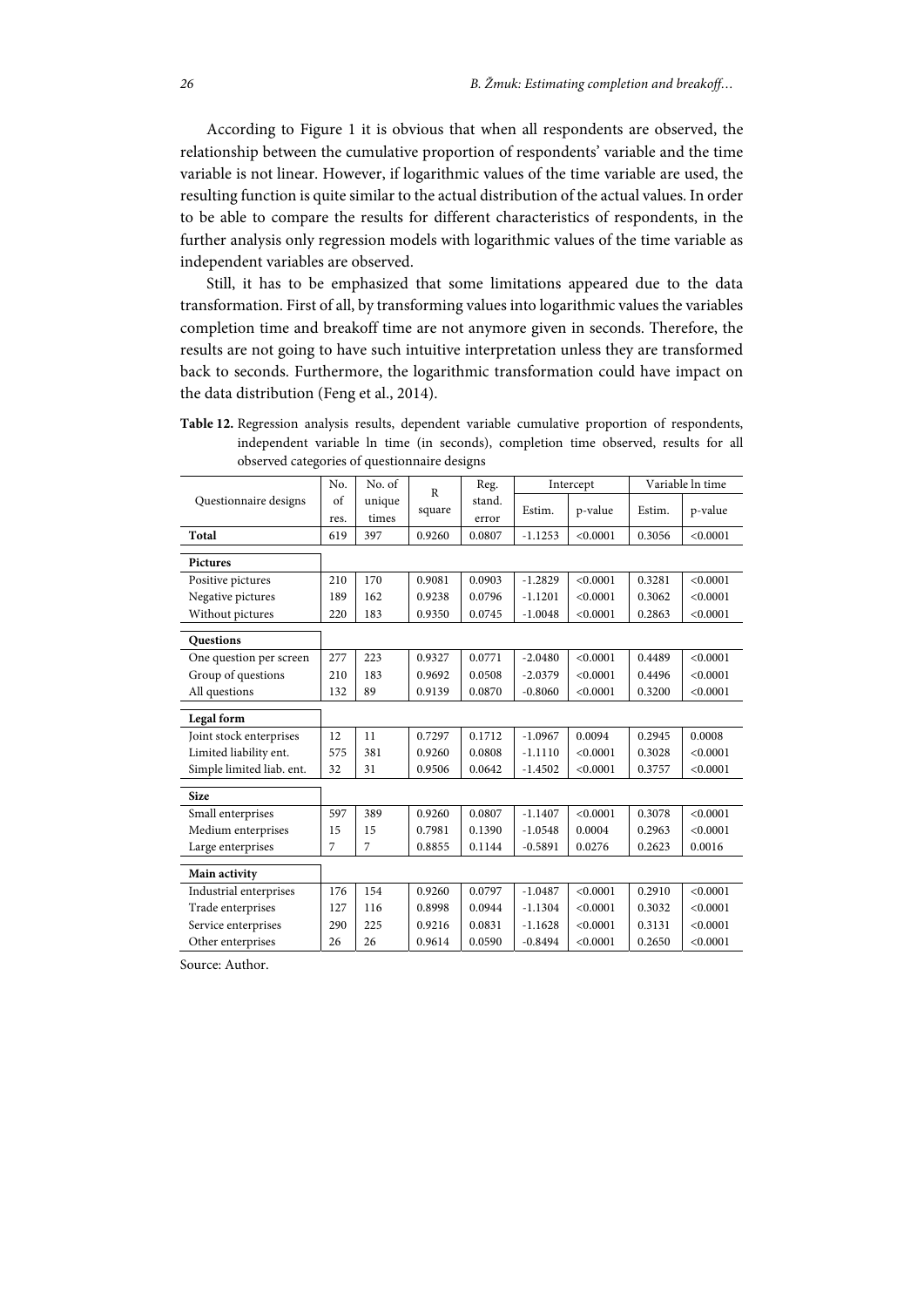According to Figure 1 it is obvious that when all respondents are observed, the relationship between the cumulative proportion of respondents' variable and the time variable is not linear. However, if logarithmic values of the time variable are used, the resulting function is quite similar to the actual distribution of the actual values. In order to be able to compare the results for different characteristics of respondents, in the further analysis only regression models with logarithmic values of the time variable as independent variables are observed.

Still, it has to be emphasized that some limitations appeared due to the data transformation. First of all, by transforming values into logarithmic values the variables completion time and breakoff time are not anymore given in seconds. Therefore, the results are not going to have such intuitive interpretation unless they are transformed back to seconds. Furthermore, the logarithmic transformation could have impact on the data distribution (Feng et al., 2014).

**Table 12.** Regression analysis results, dependent variable cumulative proportion of respondents, independent variable ln time (in seconds), completion time observed, results for all observed categories of questionnaire designs

| Questionnaire designs | No. of res. | No. of unique times | R square | Reg. stand. error | Intercept | | Variable ln time | |
|---|---|---|---|---|---|---|---|---|
| | | | | | Estim. | p-value | Estim. | p-value |
| **Total** | 619 | 397 | 0.9260 | 0.0807 | -1.1253 | <0.0001 | 0.3056 | <0.0001 |
| **Pictures** | | | | | | | | |
| Positive pictures | 210 | 170 | 0.9081 | 0.0903 | -1.2829 | <0.0001 | 0.3281 | <0.0001 |
| Negative pictures | 189 | 162 | 0.9238 | 0.0796 | -1.1201 | <0.0001 | 0.3062 | <0.0001 |
| Without pictures | 220 | 183 | 0.9350 | 0.0745 | -1.0048 | <0.0001 | 0.2863 | <0.0001 |
| **Questions** | | | | | | | | |
| One question per screen | 277 | 223 | 0.9327 | 0.0771 | -2.0480 | <0.0001 | 0.4489 | <0.0001 |
| Group of questions | 210 | 183 | 0.9692 | 0.0508 | -2.0379 | <0.0001 | 0.4496 | <0.0001 |
| All questions | 132 | 89 | 0.9139 | 0.0870 | -0.8060 | <0.0001 | 0.3200 | <0.0001 |
| **Legal form** | | | | | | | | |
| Joint stock enterprises | 12 | 11 | 0.7297 | 0.1712 | -1.0967 | 0.0094 | 0.2945 | 0.0008 |
| Limited liability ent. | 575 | 381 | 0.9260 | 0.0808 | -1.1110 | <0.0001 | 0.3028 | <0.0001 |
| Simple limited liab. ent. | 32 | 31 | 0.9506 | 0.0642 | -1.4502 | <0.0001 | 0.3757 | <0.0001 |
| **Size** | | | | | | | | |
| Small enterprises | 597 | 389 | 0.9260 | 0.0807 | -1.1407 | <0.0001 | 0.3078 | <0.0001 |
| Medium enterprises | 15 | 15 | 0.7981 | 0.1390 | -1.0548 | 0.0004 | 0.2963 | <0.0001 |
| Large enterprises | 7 | 7 | 0.8855 | 0.1144 | -0.5891 | 0.0276 | 0.2623 | 0.0016 |
| **Main activity** | | | | | | | | |
| Industrial enterprises | 176 | 154 | 0.9260 | 0.0797 | -1.0487 | <0.0001 | 0.2910 | <0.0001 |
| Trade enterprises | 127 | 116 | 0.8998 | 0.0944 | -1.1304 | <0.0001 | 0.3032 | <0.0001 |
| Service enterprises | 290 | 225 | 0.9216 | 0.0831 | -1.1628 | <0.0001 | 0.3131 | <0.0001 |
| Other enterprises | 26 | 26 | 0.9614 | 0.0590 | -0.8494 | <0.0001 | 0.2650 | <0.0001 |

Source: Author.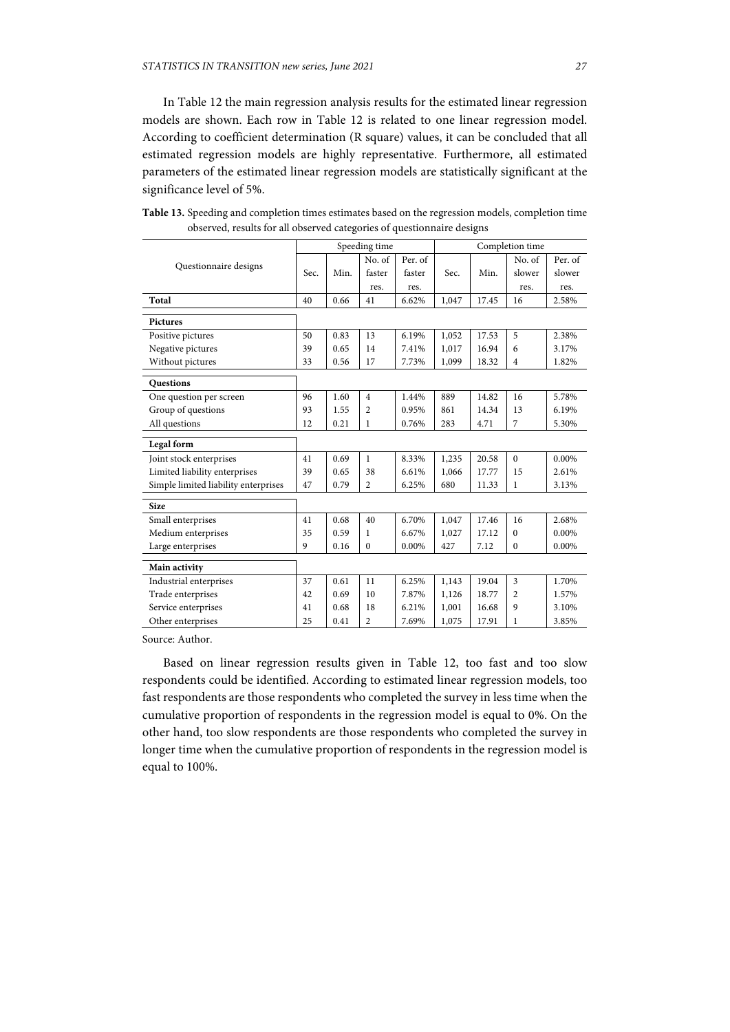In Table 12 the main regression analysis results for the estimated linear regression models are shown. Each row in Table 12 is related to one linear regression model. According to coefficient determination (R square) values, it can be concluded that all estimated regression models are highly representative. Furthermore, all estimated parameters of the estimated linear regression models are statistically significant at the significance level of 5%.

**Table 13.** Speeding and completion times estimates based on the regression models, completion time observed, results for all observed categories of questionnaire designs

| Questionnaire designs | Speeding time | | | | Completion time | | | |
|---|---|---|---|---|---|---|---|---|
| | Sec. | Min. | No. of faster res. | Per. of faster res. | Sec. | Min. | No. of slower res. | Per. of slower res. |
| **Total** | 40 | 0.66 | 41 | 6.62% | 1,047 | 17.45 | 16 | 2.58% |
| **Pictures** | | | | | | | | |
| Positive pictures | 50 | 0.83 | 13 | 6.19% | 1,052 | 17.53 | 5 | 2.38% |
| Negative pictures | 39 | 0.65 | 14 | 7.41% | 1,017 | 16.94 | 6 | 3.17% |
| Without pictures | 33 | 0.56 | 17 | 7.73% | 1,099 | 18.32 | 4 | 1.82% |
| **Questions** | | | | | | | | |
| One question per screen | 96 | 1.60 | 4 | 1.44% | 889 | 14.82 | 16 | 5.78% |
| Group of questions | 93 | 1.55 | 2 | 0.95% | 861 | 14.34 | 13 | 6.19% |
| All questions | 12 | 0.21 | 1 | 0.76% | 283 | 4.71 | 7 | 5.30% |
| **Legal form** | | | | | | | | |
| Joint stock enterprises | 41 | 0.69 | 1 | 8.33% | 1,235 | 20.58 | 0 | 0.00% |
| Limited liability enterprises | 39 | 0.65 | 38 | 6.61% | 1,066 | 17.77 | 15 | 2.61% |
| Simple limited liability enterprises | 47 | 0.79 | 2 | 6.25% | 680 | 11.33 | 1 | 3.13% |
| **Size** | | | | | | | | |
| Small enterprises | 41 | 0.68 | 40 | 6.70% | 1,047 | 17.46 | 16 | 2.68% |
| Medium enterprises | 35 | 0.59 | 1 | 6.67% | 1,027 | 17.12 | 0 | 0.00% |
| Large enterprises | 9 | 0.16 | 0 | 0.00% | 427 | 7.12 | 0 | 0.00% |
| **Main activity** | | | | | | | | |
| Industrial enterprises | 37 | 0.61 | 11 | 6.25% | 1,143 | 19.04 | 3 | 1.70% |
| Trade enterprises | 42 | 0.69 | 10 | 7.87% | 1,126 | 18.77 | 2 | 1.57% |
| Service enterprises | 41 | 0.68 | 18 | 6.21% | 1,001 | 16.68 | 9 | 3.10% |
| Other enterprises | 25 | 0.41 | 2 | 7.69% | 1,075 | 17.91 | 1 | 3.85% |

Source: Author.

Based on linear regression results given in Table 12, too fast and too slow respondents could be identified. According to estimated linear regression models, too fast respondents are those respondents who completed the survey in less time when the cumulative proportion of respondents in the regression model is equal to 0%. On the other hand, too slow respondents are those respondents who completed the survey in longer time when the cumulative proportion of respondents in the regression model is equal to 100%.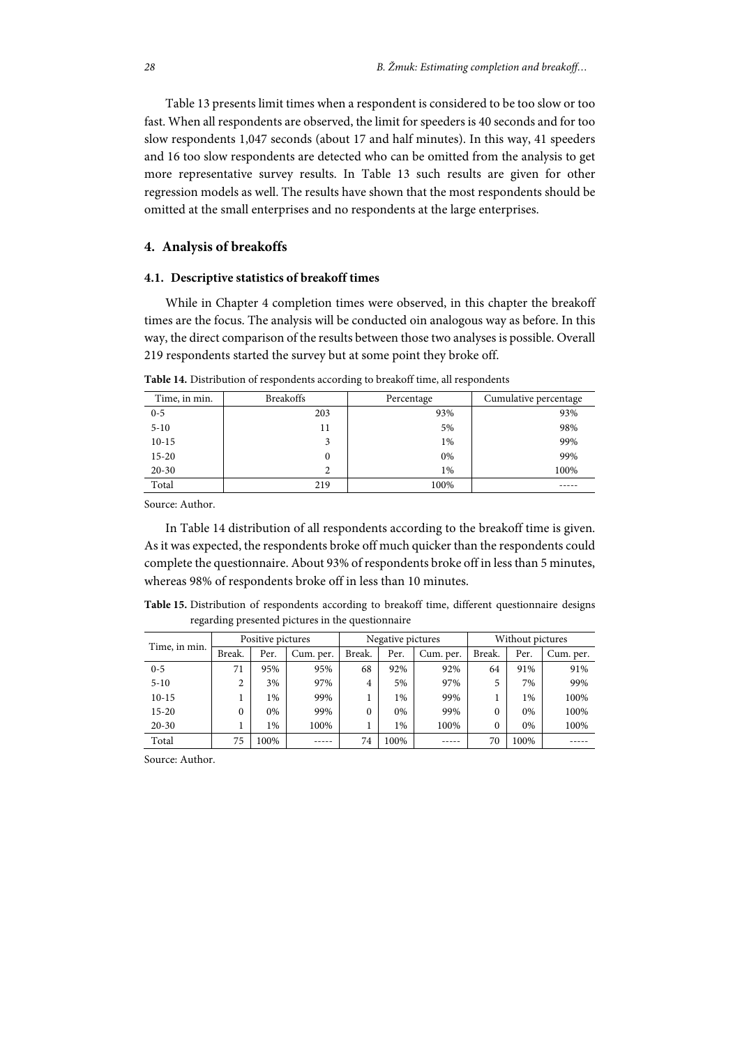Table 13 presents limit times when a respondent is considered to be too slow or too fast. When all respondents are observed, the limit for speeders is 40 seconds and for too slow respondents 1,047 seconds (about 17 and half minutes). In this way, 41 speeders and 16 too slow respondents are detected who can be omitted from the analysis to get more representative survey results. In Table 13 such results are given for other regression models as well. The results have shown that the most respondents should be omitted at the small enterprises and no respondents at the large enterprises.

## 4. Analysis of breakoffs

### 4.1. Descriptive statistics of breakoff times

While in Chapter 4 completion times were observed, in this chapter the breakoff times are the focus. The analysis will be conducted oin analogous way as before. In this way, the direct comparison of the results between those two analyses is possible. Overall 219 respondents started the survey but at some point they broke off.

**Table 14.** Distribution of respondents according to breakoff time, all respondents

| Time, in min. | Breakoffs | Percentage | Cumulative percentage |
|---|---|---|---|
| 0-5 | 203 | 93% | 93% |
| 5-10 | 11 | 5% | 98% |
| 10-15 | 3 | 1% | 99% |
| 15-20 | 0 | 0% | 99% |
| 20-30 | 2 | 1% | 100% |
| Total | 219 | 100% | ----- |

Source: Author.

In Table 14 distribution of all respondents according to the breakoff time is given. As it was expected, the respondents broke off much quicker than the respondents could complete the questionnaire. About 93% of respondents broke off in less than 5 minutes, whereas 98% of respondents broke off in less than 10 minutes.

**Table 15.** Distribution of respondents according to breakoff time, different questionnaire designs regarding presented pictures in the questionnaire

| Time, in min. | Positive pictures | | | Negative pictures | | | Without pictures | | |
|---|---|---|---|---|---|---|---|---|---|
| | Break. | Per. | Cum. per. | Break. | Per. | Cum. per. | Break. | Per. | Cum. per. |
| 0-5 | 71 | 95% | 95% | 68 | 92% | 92% | 64 | 91% | 91% |
| 5-10 | 2 | 3% | 97% | 4 | 5% | 97% | 5 | 7% | 99% |
| 10-15 | 1 | 1% | 99% | 1 | 1% | 99% | 1 | 1% | 100% |
| 15-20 | 0 | 0% | 99% | 0 | 0% | 99% | 0 | 0% | 100% |
| 20-30 | 1 | 1% | 100% | 1 | 1% | 100% | 0 | 0% | 100% |
| Total | 75 | 100% | ----- | 74 | 100% | ----- | 70 | 100% | ----- |

Source: Author.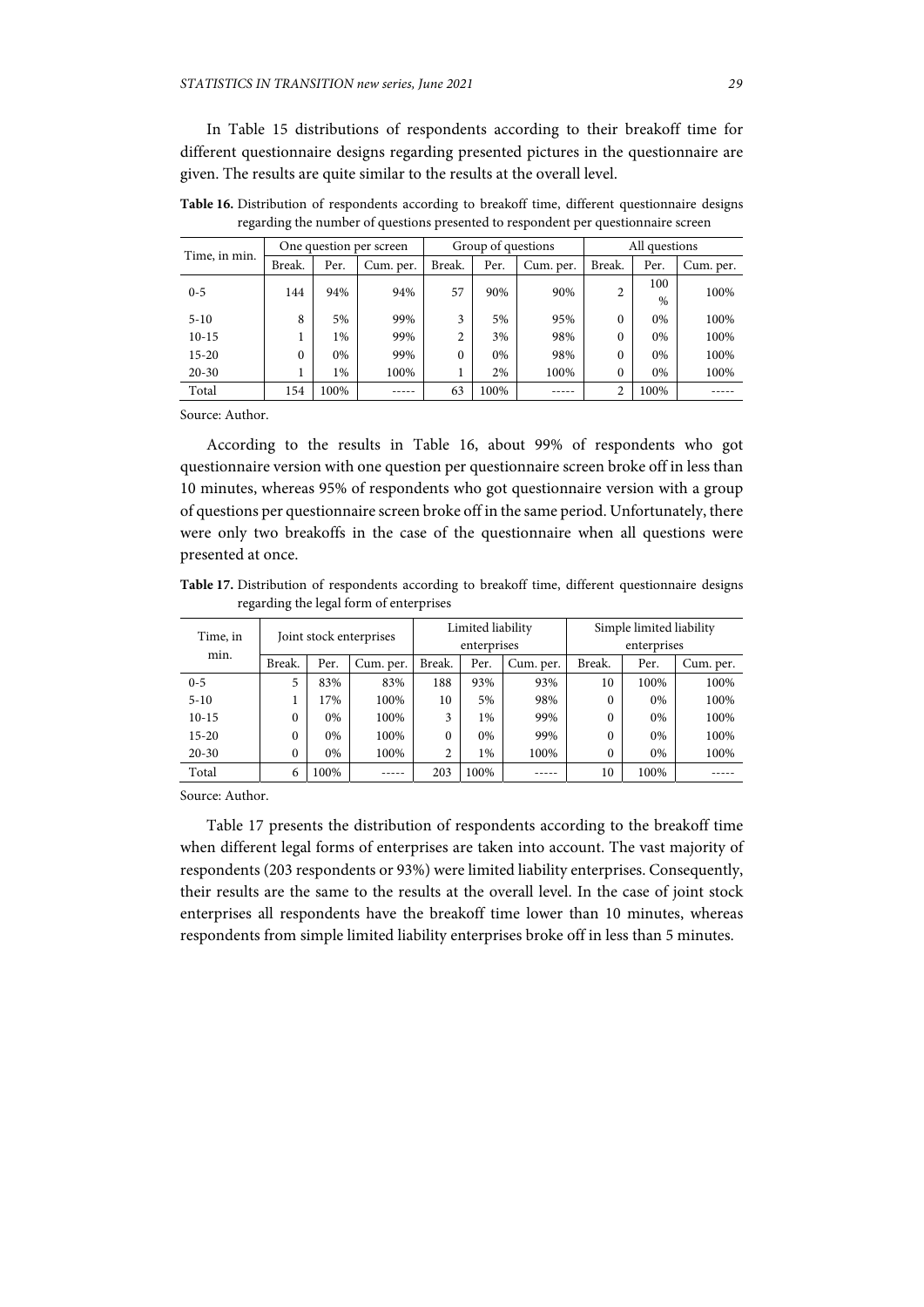In Table 15 distributions of respondents according to their breakoff time for different questionnaire designs regarding presented pictures in the questionnaire are given. The results are quite similar to the results at the overall level.

**Table 16.** Distribution of respondents according to breakoff time, different questionnaire designs regarding the number of questions presented to respondent per questionnaire screen

| Time, in min. | One question per screen | | | Group of questions | | | All questions | | |
|---|---|---|---|---|---|---|---|---|---|
| | Break. | Per. | Cum. per. | Break. | Per. | Cum. per. | Break. | Per. | Cum. per. |
| 0-5 | 144 | 94% | 94% | 57 | 90% | 90% | 2 | 100 % | 100% |
| 5-10 | 8 | 5% | 99% | 3 | 5% | 95% | 0 | 0% | 100% |
| 10-15 | 1 | 1% | 99% | 2 | 3% | 98% | 0 | 0% | 100% |
| 15-20 | 0 | 0% | 99% | 0 | 0% | 98% | 0 | 0% | 100% |
| 20-30 | 1 | 1% | 100% | 1 | 2% | 100% | 0 | 0% | 100% |
| Total | 154 | 100% | ----- | 63 | 100% | ----- | 2 | 100% | ----- |

Source: Author.

According to the results in Table 16, about 99% of respondents who got questionnaire version with one question per questionnaire screen broke off in less than 10 minutes, whereas 95% of respondents who got questionnaire version with a group of questions per questionnaire screen broke off in the same period. Unfortunately, there were only two breakoffs in the case of the questionnaire when all questions were presented at once.

**Table 17.** Distribution of respondents according to breakoff time, different questionnaire designs regarding the legal form of enterprises

| Time, in min. | Joint stock enterprises | | | Limited liability enterprises | | | Simple limited liability enterprises | | |
|---|---|---|---|---|---|---|---|---|---|
| | Break. | Per. | Cum. per. | Break. | Per. | Cum. per. | Break. | Per. | Cum. per. |
| 0-5 | 5 | 83% | 83% | 188 | 93% | 93% | 10 | 100% | 100% |
| 5-10 | 1 | 17% | 100% | 10 | 5% | 98% | 0 | 0% | 100% |
| 10-15 | 0 | 0% | 100% | 3 | 1% | 99% | 0 | 0% | 100% |
| 15-20 | 0 | 0% | 100% | 0 | 0% | 99% | 0 | 0% | 100% |
| 20-30 | 0 | 0% | 100% | 2 | 1% | 100% | 0 | 0% | 100% |
| Total | 6 | 100% | ----- | 203 | 100% | ----- | 10 | 100% | ----- |

Source: Author.

Table 17 presents the distribution of respondents according to the breakoff time when different legal forms of enterprises are taken into account. The vast majority of respondents (203 respondents or 93%) were limited liability enterprises. Consequently, their results are the same to the results at the overall level. In the case of joint stock enterprises all respondents have the breakoff time lower than 10 minutes, whereas respondents from simple limited liability enterprises broke off in less than 5 minutes.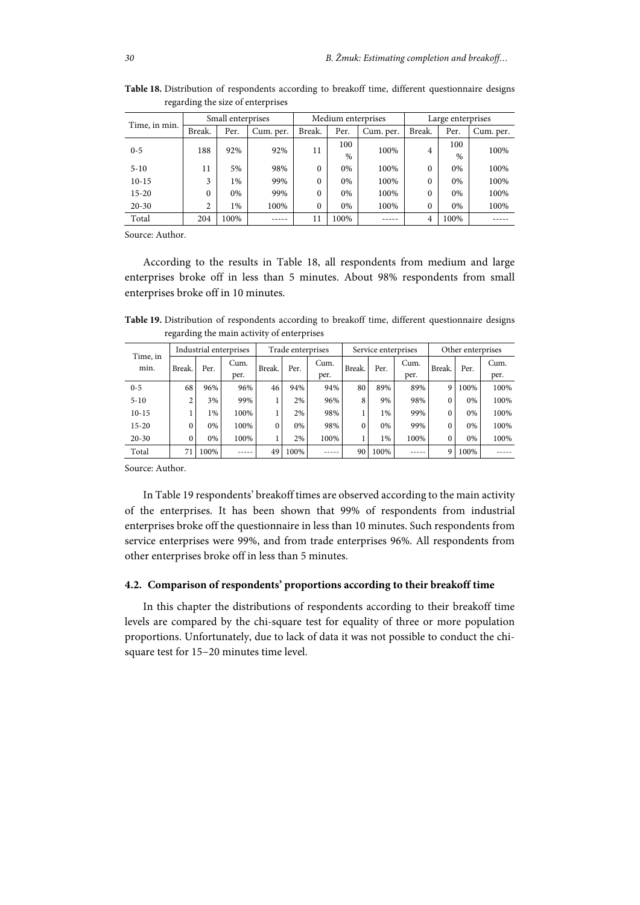**Table 18.** Distribution of respondents according to breakoff time, different questionnaire designs regarding the size of enterprises

| Time, in min. | Small enterprises | | | Medium enterprises | | | Large enterprises | | |
|---|---|---|---|---|---|---|---|---|---|
| | Break. | Per. | Cum. per. | Break. | Per. | Cum. per. | Break. | Per. | Cum. per. |
| 0-5 | 188 | 92% | 92% | 11 | 100 % | 100% | 4 | 100 % | 100% |
| 5-10 | 11 | 5% | 98% | 0 | 0% | 100% | 0 | 0% | 100% |
| 10-15 | 3 | 1% | 99% | 0 | 0% | 100% | 0 | 0% | 100% |
| 15-20 | 0 | 0% | 99% | 0 | 0% | 100% | 0 | 0% | 100% |
| 20-30 | 2 | 1% | 100% | 0 | 0% | 100% | 0 | 0% | 100% |
| Total | 204 | 100% | ----- | 11 | 100% | ----- | 4 | 100% | ----- |

Source: Author.

According to the results in Table 18, all respondents from medium and large enterprises broke off in less than 5 minutes. About 98% respondents from small enterprises broke off in 10 minutes.

**Table 19.** Distribution of respondents according to breakoff time, different questionnaire designs regarding the main activity of enterprises

| Time, in min. | Industrial enterprises | | | Trade enterprises | | | Service enterprises | | | Other enterprises | | |
|---|---|---|---|---|---|---|---|---|---|---|---|---|
| | Break. | Per. | Cum. per. | Break. | Per. | Cum. per. | Break. | Per. | Cum. per. | Break. | Per. | Cum. per. |
| 0-5 | 68 | 96% | 96% | 46 | 94% | 94% | 80 | 89% | 89% | 9 | 100% | 100% |
| 5-10 | 2 | 3% | 99% | 1 | 2% | 96% | 8 | 9% | 98% | 0 | 0% | 100% |
| 10-15 | 1 | 1% | 100% | 1 | 2% | 98% | 1 | 1% | 99% | 0 | 0% | 100% |
| 15-20 | 0 | 0% | 100% | 0 | 0% | 98% | 0 | 0% | 99% | 0 | 0% | 100% |
| 20-30 | 0 | 0% | 100% | 1 | 2% | 100% | 1 | 1% | 100% | 0 | 0% | 100% |
| Total | 71 | 100% | ----- | 49 | 100% | ----- | 90 | 100% | ----- | 9 | 100% | ----- |

Source: Author.

In Table 19 respondents' breakoff times are observed according to the main activity of the enterprises. It has been shown that 99% of respondents from industrial enterprises broke off the questionnaire in less than 10 minutes. Such respondents from service enterprises were 99%, and from trade enterprises 96%. All respondents from other enterprises broke off in less than 5 minutes.

### 4.2. Comparison of respondents' proportions according to their breakoff time

In this chapter the distributions of respondents according to their breakoff time levels are compared by the chi-square test for equality of three or more population proportions. Unfortunately, due to lack of data it was not possible to conduct the chi-square test for 15–20 minutes time level.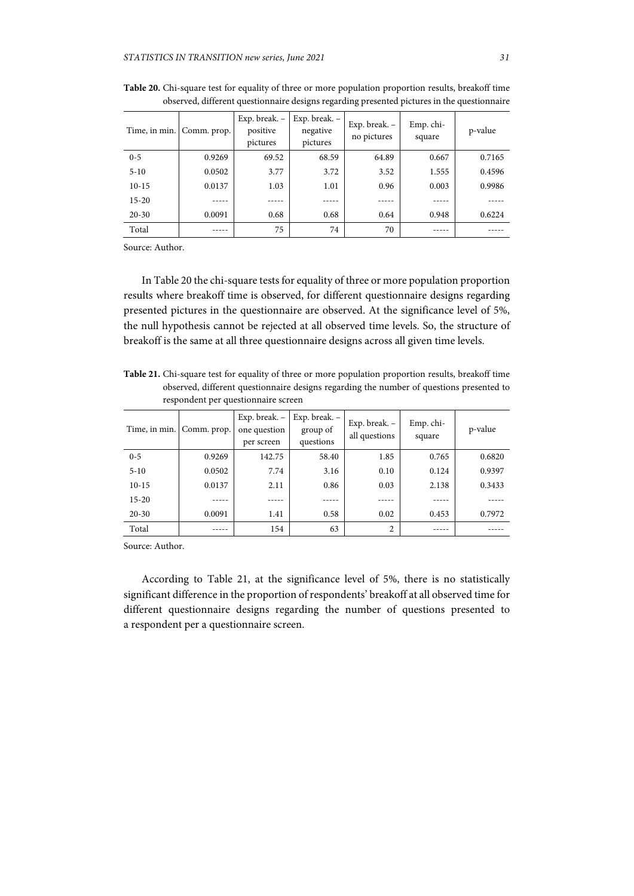**Table 20.** Chi-square test for equality of three or more population proportion results, breakoff time observed, different questionnaire designs regarding presented pictures in the questionnaire

| Time, in min. | Comm. prop. | Exp. break. – positive pictures | Exp. break. – negative pictures | Exp. break. – no pictures | Emp. chi-square | p-value |
|---|---|---|---|---|---|---|
| 0-5 | 0.9269 | 69.52 | 68.59 | 64.89 | 0.667 | 0.7165 |
| 5-10 | 0.0502 | 3.77 | 3.72 | 3.52 | 1.555 | 0.4596 |
| 10-15 | 0.0137 | 1.03 | 1.01 | 0.96 | 0.003 | 0.9986 |
| 15-20 | ----- | ----- | ----- | ----- | ----- | ----- |
| 20-30 | 0.0091 | 0.68 | 0.68 | 0.64 | 0.948 | 0.6224 |
| Total | ----- | 75 | 74 | 70 | ----- | ----- |

Source: Author.

In Table 20 the chi-square tests for equality of three or more population proportion results where breakoff time is observed, for different questionnaire designs regarding presented pictures in the questionnaire are observed. At the significance level of 5%, the null hypothesis cannot be rejected at all observed time levels. So, the structure of breakoff is the same at all three questionnaire designs across all given time levels.

**Table 21.** Chi-square test for equality of three or more population proportion results, breakoff time observed, different questionnaire designs regarding the number of questions presented to respondent per questionnaire screen

| Time, in min. | Comm. prop. | Exp. break. – one question per screen | Exp. break. – group of questions | Exp. break. – all questions | Emp. chi-square | p-value |
|---|---|---|---|---|---|---|
| 0-5 | 0.9269 | 142.75 | 58.40 | 1.85 | 0.765 | 0.6820 |
| 5-10 | 0.0502 | 7.74 | 3.16 | 0.10 | 0.124 | 0.9397 |
| 10-15 | 0.0137 | 2.11 | 0.86 | 0.03 | 2.138 | 0.3433 |
| 15-20 | ----- | ----- | ----- | ----- | ----- | ----- |
| 20-30 | 0.0091 | 1.41 | 0.58 | 0.02 | 0.453 | 0.7972 |
| Total | ----- | 154 | 63 | 2 | ----- | ----- |

Source: Author.

According to Table 21, at the significance level of 5%, there is no statistically significant difference in the proportion of respondents' breakoff at all observed time for different questionnaire designs regarding the number of questions presented to a respondent per a questionnaire screen.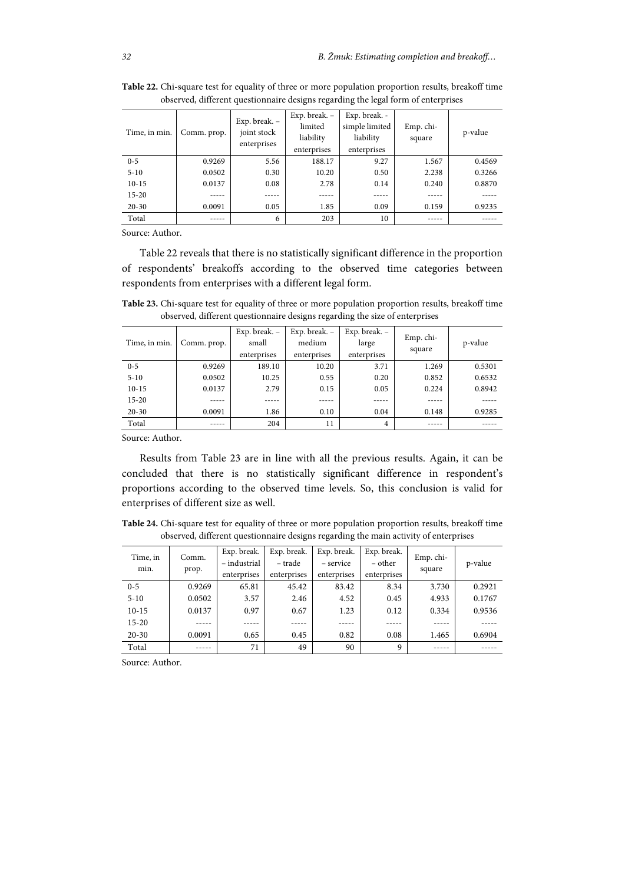**Table 22.** Chi-square test for equality of three or more population proportion results, breakoff time observed, different questionnaire designs regarding the legal form of enterprises

| Time, in min. | Comm. prop. | Exp. break. – joint stock enterprises | Exp. break. – limited liability enterprises | Exp. break. - simple limited liability enterprises | Emp. chi-square | p-value |
|---|---|---|---|---|---|---|
| 0-5 | 0.9269 | 5.56 | 188.17 | 9.27 | 1.567 | 0.4569 |
| 5-10 | 0.0502 | 0.30 | 10.20 | 0.50 | 2.238 | 0.3266 |
| 10-15 | 0.0137 | 0.08 | 2.78 | 0.14 | 0.240 | 0.8870 |
| 15-20 | ----- | ----- | ----- | ----- | ----- | ----- |
| 20-30 | 0.0091 | 0.05 | 1.85 | 0.09 | 0.159 | 0.9235 |
| Total | ----- | 6 | 203 | 10 | ----- | ----- |

Source: Author.

Table 22 reveals that there is no statistically significant difference in the proportion of respondents' breakoffs according to the observed time categories between respondents from enterprises with a different legal form.

**Table 23.** Chi-square test for equality of three or more population proportion results, breakoff time observed, different questionnaire designs regarding the size of enterprises

| Time, in min. | Comm. prop. | Exp. break. – small enterprises | Exp. break. – medium enterprises | Exp. break. – large enterprises | Emp. chi-square | p-value |
|---|---|---|---|---|---|---|
| 0-5 | 0.9269 | 189.10 | 10.20 | 3.71 | 1.269 | 0.5301 |
| 5-10 | 0.0502 | 10.25 | 0.55 | 0.20 | 0.852 | 0.6532 |
| 10-15 | 0.0137 | 2.79 | 0.15 | 0.05 | 0.224 | 0.8942 |
| 15-20 | ----- | ----- | ----- | ----- | ----- | ----- |
| 20-30 | 0.0091 | 1.86 | 0.10 | 0.04 | 0.148 | 0.9285 |
| Total | ----- | 204 | 11 | 4 | ----- | ----- |

Source: Author.

Results from Table 23 are in line with all the previous results. Again, it can be concluded that there is no statistically significant difference in respondent's proportions according to the observed time levels. So, this conclusion is valid for enterprises of different size as well.

**Table 24.** Chi-square test for equality of three or more population proportion results, breakoff time observed, different questionnaire designs regarding the main activity of enterprises

| Time, in min. | Comm. prop. | Exp. break. – industrial enterprises | Exp. break. – trade enterprises | Exp. break. – service enterprises | Exp. break. – other enterprises | Emp. chi-square | p-value |
|---|---|---|---|---|---|---|---|
| 0-5 | 0.9269 | 65.81 | 45.42 | 83.42 | 8.34 | 3.730 | 0.2921 |
| 5-10 | 0.0502 | 3.57 | 2.46 | 4.52 | 0.45 | 4.933 | 0.1767 |
| 10-15 | 0.0137 | 0.97 | 0.67 | 1.23 | 0.12 | 0.334 | 0.9536 |
| 15-20 | ----- | ----- | ----- | ----- | ----- | ----- | ----- |
| 20-30 | 0.0091 | 0.65 | 0.45 | 0.82 | 0.08 | 1.465 | 0.6904 |
| Total | ----- | 71 | 49 | 90 | 9 | ----- | ----- |

Source: Author.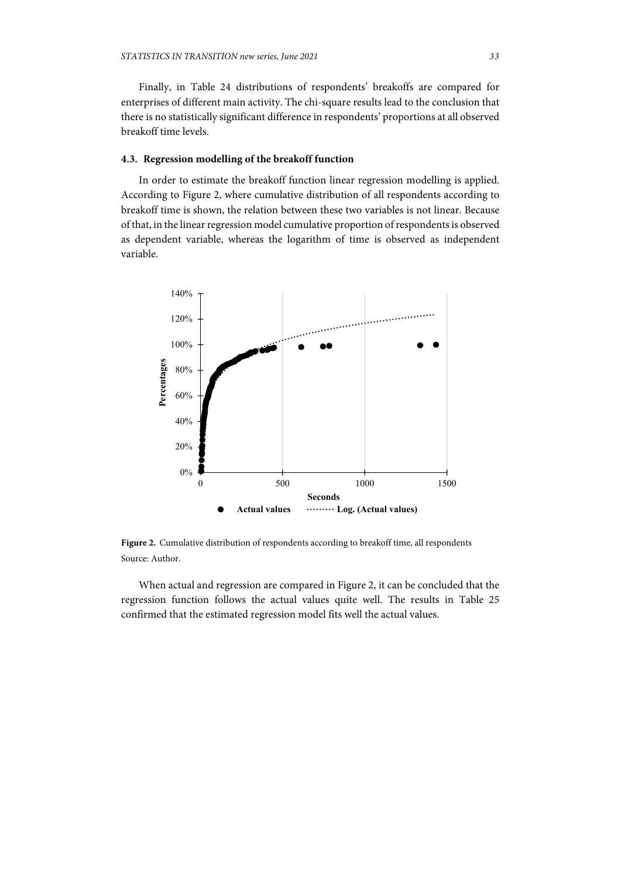Finally, in Table 24 distributions of respondents' breakoffs are compared for enterprises of different main activity. The chi-square results lead to the conclusion that there is no statistically significant difference in respondents' proportions at all observed breakoff time levels.

### 4.3. Regression modelling of the breakoff function

In order to estimate the breakoff function linear regression modelling is applied. According to Figure 2, where cumulative distribution of all respondents according to breakoff time is shown, the relation between these two variables is not linear. Because of that, in the linear regression model cumulative proportion of respondents is observed as dependent variable, whereas the logarithm of time is observed as independent variable.

**Figure 2.** Cumulative distribution of respondents according to breakoff time, all respondents
Source: Author.

When actual and regression are compared in Figure 2, it can be concluded that the regression function follows the actual values quite well. The results in Table 25 confirmed that the estimated regression model fits well the actual values.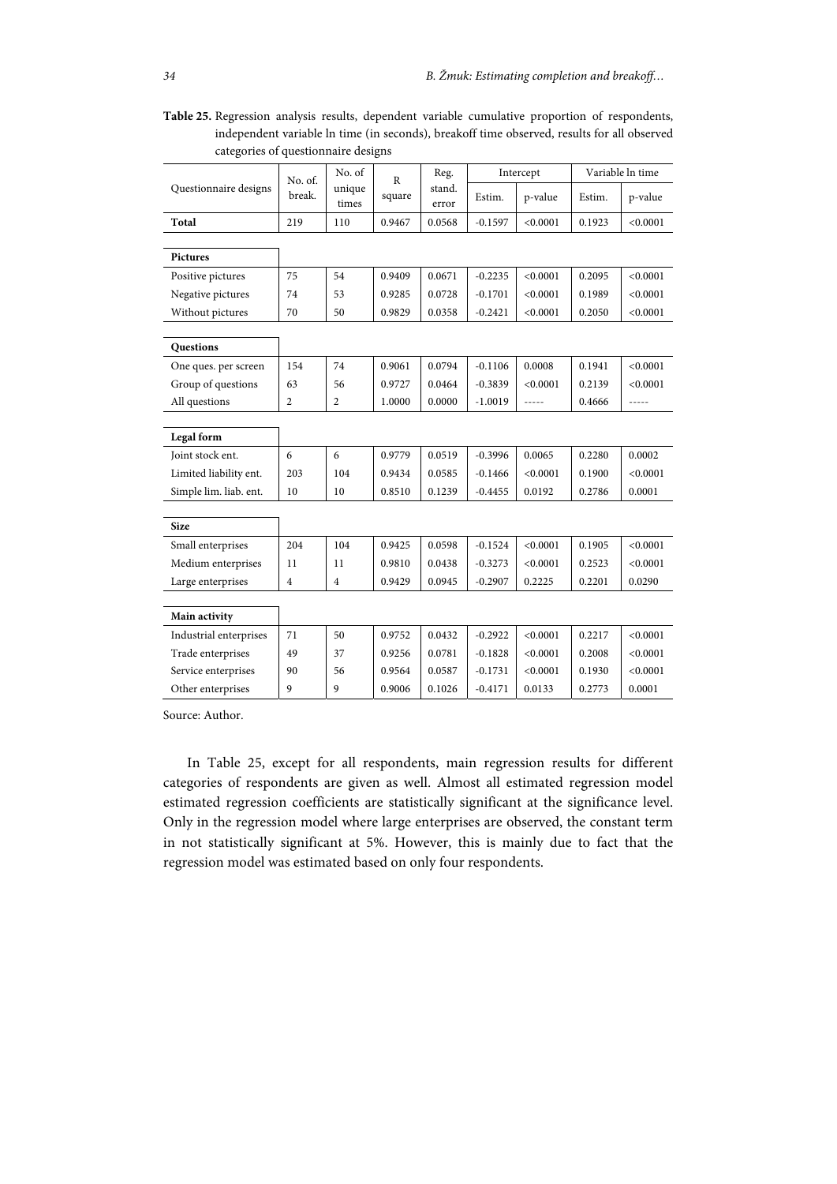**Table 25.** Regression analysis results, dependent variable cumulative proportion of respondents, independent variable ln time (in seconds), breakoff time observed, results for all observed categories of questionnaire designs

| Questionnaire designs | No. of. break. | No. of unique times | R square | Reg. stand. error | Intercept | | Variable ln time | |
|---|---|---|---|---|---|---|---|---|
| | | | | | Estim. | p-value | Estim. | p-value |
| **Total** | 219 | 110 | 0.9467 | 0.0568 | -0.1597 | <0.0001 | 0.1923 | <0.0001 |
| **Pictures** | | | | | | | | |
| Positive pictures | 75 | 54 | 0.9409 | 0.0671 | -0.2235 | <0.0001 | 0.2095 | <0.0001 |
| Negative pictures | 74 | 53 | 0.9285 | 0.0728 | -0.1701 | <0.0001 | 0.1989 | <0.0001 |
| Without pictures | 70 | 50 | 0.9829 | 0.0358 | -0.2421 | <0.0001 | 0.2050 | <0.0001 |
| **Questions** | | | | | | | | |
| One ques. per screen | 154 | 74 | 0.9061 | 0.0794 | -0.1106 | 0.0008 | 0.1941 | <0.0001 |
| Group of questions | 63 | 56 | 0.9727 | 0.0464 | -0.3839 | <0.0001 | 0.2139 | <0.0001 |
| All questions | 2 | 2 | 1.0000 | 0.0000 | -1.0019 | ----- | 0.4666 | ----- |
| **Legal form** | | | | | | | | |
| Joint stock ent. | 6 | 6 | 0.9779 | 0.0519 | -0.3996 | 0.0065 | 0.2280 | 0.0002 |
| Limited liability ent. | 203 | 104 | 0.9434 | 0.0585 | -0.1466 | <0.0001 | 0.1900 | <0.0001 |
| Simple lim. liab. ent. | 10 | 10 | 0.8510 | 0.1239 | -0.4455 | 0.0192 | 0.2786 | 0.0001 |
| **Size** | | | | | | | | |
| Small enterprises | 204 | 104 | 0.9425 | 0.0598 | -0.1524 | <0.0001 | 0.1905 | <0.0001 |
| Medium enterprises | 11 | 11 | 0.9810 | 0.0438 | -0.3273 | <0.0001 | 0.2523 | <0.0001 |
| Large enterprises | 4 | 4 | 0.9429 | 0.0945 | -0.2907 | 0.2225 | 0.2201 | 0.0290 |
| **Main activity** | | | | | | | | |
| Industrial enterprises | 71 | 50 | 0.9752 | 0.0432 | -0.2922 | <0.0001 | 0.2217 | <0.0001 |
| Trade enterprises | 49 | 37 | 0.9256 | 0.0781 | -0.1828 | <0.0001 | 0.2008 | <0.0001 |
| Service enterprises | 90 | 56 | 0.9564 | 0.0587 | -0.1731 | <0.0001 | 0.1930 | <0.0001 |
| Other enterprises | 9 | 9 | 0.9006 | 0.1026 | -0.4171 | 0.0133 | 0.2773 | 0.0001 |

Source: Author.

In Table 25, except for all respondents, main regression results for different categories of respondents are given as well. Almost all estimated regression model estimated regression coefficients are statistically significant at the significance level. Only in the regression model where large enterprises are observed, the constant term in not statistically significant at 5%. However, this is mainly due to fact that the regression model was estimated based on only four respondents.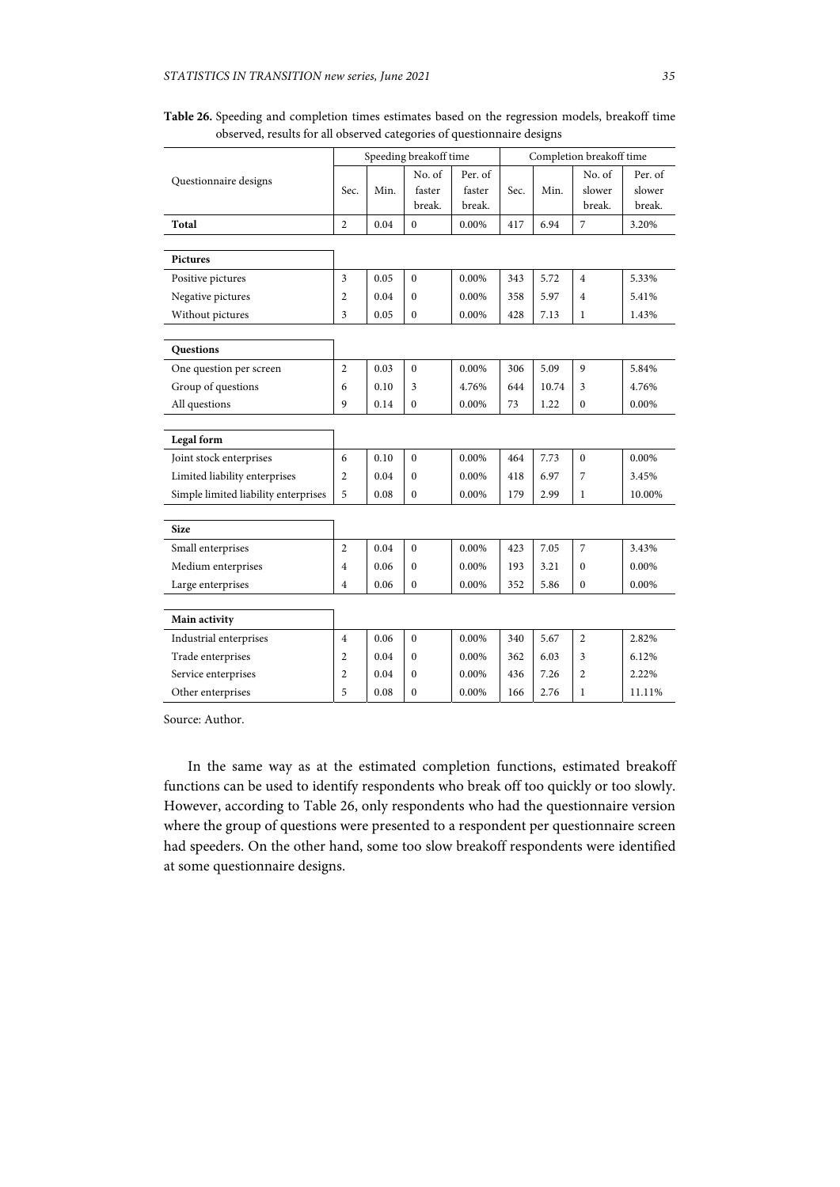**Table 26.** Speeding and completion times estimates based on the regression models, breakoff time observed, results for all observed categories of questionnaire designs

| Questionnaire designs | Speeding breakoff time | | | | Completion breakoff time | | | |
|---|---|---|---|---|---|---|---|---|
| | Sec. | Min. | No. of faster break. | Per. of faster break. | Sec. | Min. | No. of slower break. | Per. of slower break. |
| **Total** | 2 | 0.04 | 0 | 0.00% | 417 | 6.94 | 7 | 3.20% |
| **Pictures** | | | | | | | | |
| Positive pictures | 3 | 0.05 | 0 | 0.00% | 343 | 5.72 | 4 | 5.33% |
| Negative pictures | 2 | 0.04 | 0 | 0.00% | 358 | 5.97 | 4 | 5.41% |
| Without pictures | 3 | 0.05 | 0 | 0.00% | 428 | 7.13 | 1 | 1.43% |
| **Questions** | | | | | | | | |
| One question per screen | 2 | 0.03 | 0 | 0.00% | 306 | 5.09 | 9 | 5.84% |
| Group of questions | 6 | 0.10 | 3 | 4.76% | 644 | 10.74 | 3 | 4.76% |
| All questions | 9 | 0.14 | 0 | 0.00% | 73 | 1.22 | 0 | 0.00% |
| **Legal form** | | | | | | | | |
| Joint stock enterprises | 6 | 0.10 | 0 | 0.00% | 464 | 7.73 | 0 | 0.00% |
| Limited liability enterprises | 2 | 0.04 | 0 | 0.00% | 418 | 6.97 | 7 | 3.45% |
| Simple limited liability enterprises | 5 | 0.08 | 0 | 0.00% | 179 | 2.99 | 1 | 10.00% |
| **Size** | | | | | | | | |
| Small enterprises | 2 | 0.04 | 0 | 0.00% | 423 | 7.05 | 7 | 3.43% |
| Medium enterprises | 4 | 0.06 | 0 | 0.00% | 193 | 3.21 | 0 | 0.00% |
| Large enterprises | 4 | 0.06 | 0 | 0.00% | 352 | 5.86 | 0 | 0.00% |
| **Main activity** | | | | | | | | |
| Industrial enterprises | 4 | 0.06 | 0 | 0.00% | 340 | 5.67 | 2 | 2.82% |
| Trade enterprises | 2 | 0.04 | 0 | 0.00% | 362 | 6.03 | 3 | 6.12% |
| Service enterprises | 2 | 0.04 | 0 | 0.00% | 436 | 7.26 | 2 | 2.22% |
| Other enterprises | 5 | 0.08 | 0 | 0.00% | 166 | 2.76 | 1 | 11.11% |

Source: Author.

In the same way as at the estimated completion functions, estimated breakoff functions can be used to identify respondents who break off too quickly or too slowly. However, according to Table 26, only respondents who had the questionnaire version where the group of questions were presented to a respondent per questionnaire screen had speeders. On the other hand, some too slow breakoff respondents were identified at some questionnaire designs.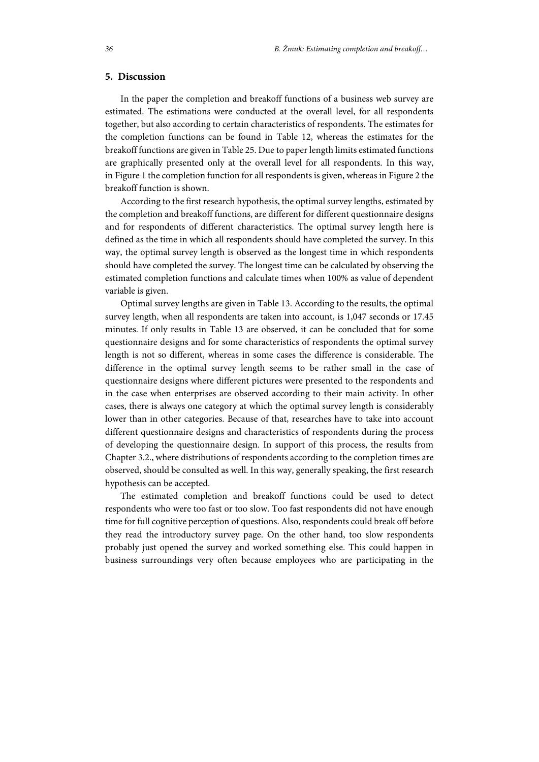## 5. Discussion

In the paper the completion and breakoff functions of a business web survey are estimated. The estimations were conducted at the overall level, for all respondents together, but also according to certain characteristics of respondents. The estimates for the completion functions can be found in Table 12, whereas the estimates for the breakoff functions are given in Table 25. Due to paper length limits estimated functions are graphically presented only at the overall level for all respondents. In this way, in Figure 1 the completion function for all respondents is given, whereas in Figure 2 the breakoff function is shown.

According to the first research hypothesis, the optimal survey lengths, estimated by the completion and breakoff functions, are different for different questionnaire designs and for respondents of different characteristics. The optimal survey length here is defined as the time in which all respondents should have completed the survey. In this way, the optimal survey length is observed as the longest time in which respondents should have completed the survey. The longest time can be calculated by observing the estimated completion functions and calculate times when 100% as value of dependent variable is given.

Optimal survey lengths are given in Table 13. According to the results, the optimal survey length, when all respondents are taken into account, is 1,047 seconds or 17.45 minutes. If only results in Table 13 are observed, it can be concluded that for some questionnaire designs and for some characteristics of respondents the optimal survey length is not so different, whereas in some cases the difference is considerable. The difference in the optimal survey length seems to be rather small in the case of questionnaire designs where different pictures were presented to the respondents and in the case when enterprises are observed according to their main activity. In other cases, there is always one category at which the optimal survey length is considerably lower than in other categories. Because of that, researches have to take into account different questionnaire designs and characteristics of respondents during the process of developing the questionnaire design. In support of this process, the results from Chapter 3.2., where distributions of respondents according to the completion times are observed, should be consulted as well. In this way, generally speaking, the first research hypothesis can be accepted.

The estimated completion and breakoff functions could be used to detect respondents who were too fast or too slow. Too fast respondents did not have enough time for full cognitive perception of questions. Also, respondents could break off before they read the introductory survey page. On the other hand, too slow respondents probably just opened the survey and worked something else. This could happen in business surroundings very often because employees who are participating in the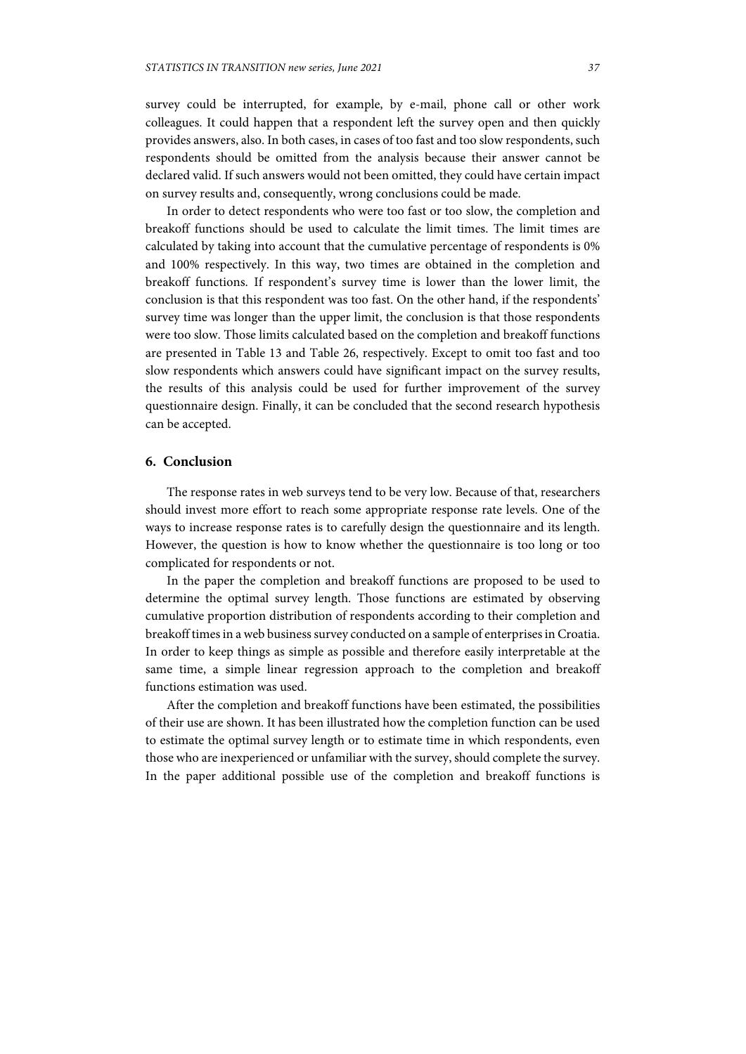survey could be interrupted, for example, by e-mail, phone call or other work colleagues. It could happen that a respondent left the survey open and then quickly provides answers, also. In both cases, in cases of too fast and too slow respondents, such respondents should be omitted from the analysis because their answer cannot be declared valid. If such answers would not been omitted, they could have certain impact on survey results and, consequently, wrong conclusions could be made.

In order to detect respondents who were too fast or too slow, the completion and breakoff functions should be used to calculate the limit times. The limit times are calculated by taking into account that the cumulative percentage of respondents is 0% and 100% respectively. In this way, two times are obtained in the completion and breakoff functions. If respondent's survey time is lower than the lower limit, the conclusion is that this respondent was too fast. On the other hand, if the respondents' survey time was longer than the upper limit, the conclusion is that those respondents were too slow. Those limits calculated based on the completion and breakoff functions are presented in Table 13 and Table 26, respectively. Except to omit too fast and too slow respondents which answers could have significant impact on the survey results, the results of this analysis could be used for further improvement of the survey questionnaire design. Finally, it can be concluded that the second research hypothesis can be accepted.

## 6. Conclusion

The response rates in web surveys tend to be very low. Because of that, researchers should invest more effort to reach some appropriate response rate levels. One of the ways to increase response rates is to carefully design the questionnaire and its length. However, the question is how to know whether the questionnaire is too long or too complicated for respondents or not.

In the paper the completion and breakoff functions are proposed to be used to determine the optimal survey length. Those functions are estimated by observing cumulative proportion distribution of respondents according to their completion and breakoff times in a web business survey conducted on a sample of enterprises in Croatia. In order to keep things as simple as possible and therefore easily interpretable at the same time, a simple linear regression approach to the completion and breakoff functions estimation was used.

After the completion and breakoff functions have been estimated, the possibilities of their use are shown. It has been illustrated how the completion function can be used to estimate the optimal survey length or to estimate time in which respondents, even those who are inexperienced or unfamiliar with the survey, should complete the survey. In the paper additional possible use of the completion and breakoff functions is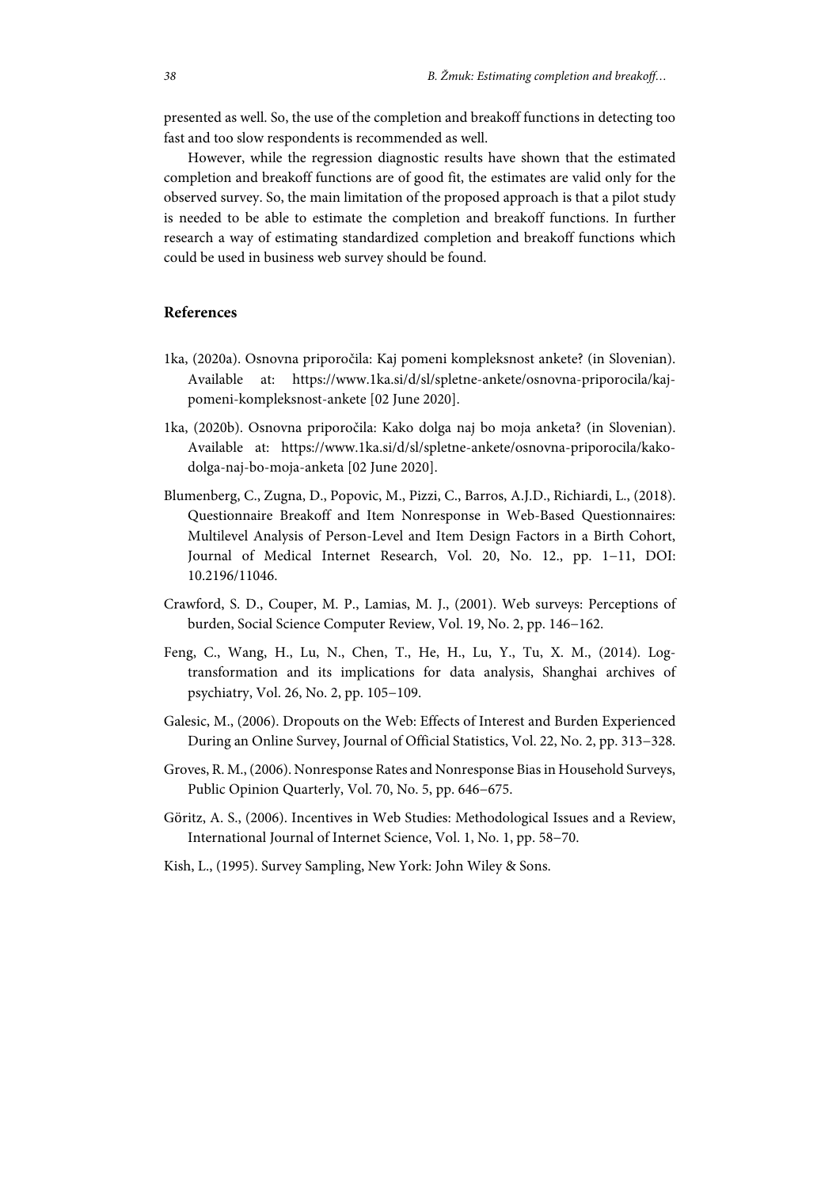presented as well. So, the use of the completion and breakoff functions in detecting too fast and too slow respondents is recommended as well.

However, while the regression diagnostic results have shown that the estimated completion and breakoff functions are of good fit, the estimates are valid only for the observed survey. So, the main limitation of the proposed approach is that a pilot study is needed to be able to estimate the completion and breakoff functions. In further research a way of estimating standardized completion and breakoff functions which could be used in business web survey should be found.

## References

1ka, (2020a). Osnovna priporočila: Kaj pomeni kompleksnost ankete? (in Slovenian). Available at: https://www.1ka.si/d/sl/spletne-ankete/osnovna-priporocila/kaj-pomeni-kompleksnost-ankete [02 June 2020].

1ka, (2020b). Osnovna priporočila: Kako dolga naj bo moja anketa? (in Slovenian). Available at: https://www.1ka.si/d/sl/spletne-ankete/osnovna-priporocila/kako-dolga-naj-bo-moja-anketa [02 June 2020].

Blumenberg, C., Zugna, D., Popovic, M., Pizzi, C., Barros, A.J.D., Richiardi, L., (2018). Questionnaire Breakoff and Item Nonresponse in Web-Based Questionnaires: Multilevel Analysis of Person-Level and Item Design Factors in a Birth Cohort, Journal of Medical Internet Research, Vol. 20, No. 12., pp. 1–11, DOI: 10.2196/11046.

Crawford, S. D., Couper, M. P., Lamias, M. J., (2001). Web surveys: Perceptions of burden, Social Science Computer Review, Vol. 19, No. 2, pp. 146–162.

Feng, C., Wang, H., Lu, N., Chen, T., He, H., Lu, Y., Tu, X. M., (2014). Log-transformation and its implications for data analysis, Shanghai archives of psychiatry, Vol. 26, No. 2, pp. 105–109.

Galesic, M., (2006). Dropouts on the Web: Effects of Interest and Burden Experienced During an Online Survey, Journal of Official Statistics, Vol. 22, No. 2, pp. 313–328.

Groves, R. M., (2006). Nonresponse Rates and Nonresponse Bias in Household Surveys, Public Opinion Quarterly, Vol. 70, No. 5, pp. 646–675.

Göritz, A. S., (2006). Incentives in Web Studies: Methodological Issues and a Review, International Journal of Internet Science, Vol. 1, No. 1, pp. 58–70.

Kish, L., (1995). Survey Sampling, New York: John Wiley & Sons.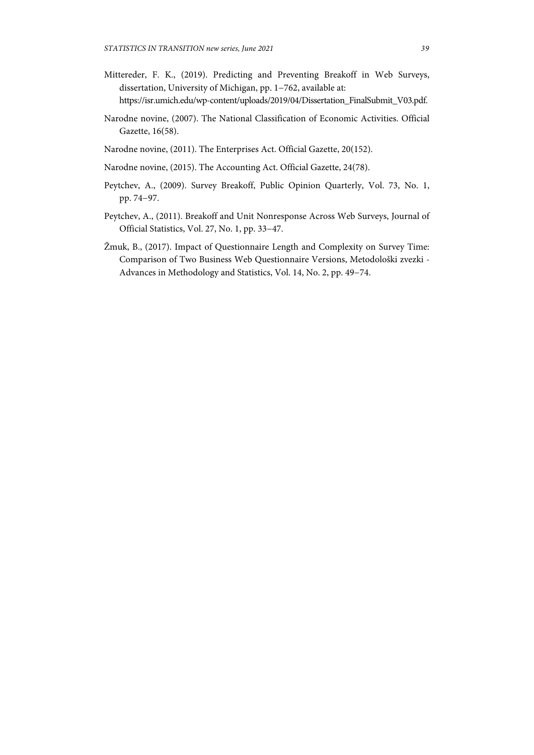Mittereder, F. K., (2019). Predicting and Preventing Breakoff in Web Surveys, dissertation, University of Michigan, pp. 1–762, available at: https://isr.umich.edu/wp-content/uploads/2019/04/Dissertation_FinalSubmit_V03.pdf.

Narodne novine, (2007). The National Classification of Economic Activities. Official Gazette, 16(58).

Narodne novine, (2011). The Enterprises Act. Official Gazette, 20(152).

Narodne novine, (2015). The Accounting Act. Official Gazette, 24(78).

Peytchev, A., (2009). Survey Breakoff, Public Opinion Quarterly, Vol. 73, No. 1, pp. 74–97.

Peytchev, A., (2011). Breakoff and Unit Nonresponse Across Web Surveys, Journal of Official Statistics, Vol. 27, No. 1, pp. 33–47.

Žmuk, B., (2017). Impact of Questionnaire Length and Complexity on Survey Time: Comparison of Two Business Web Questionnaire Versions, Metodološki zvezki - Advances in Methodology and Statistics, Vol. 14, No. 2, pp. 49–74.